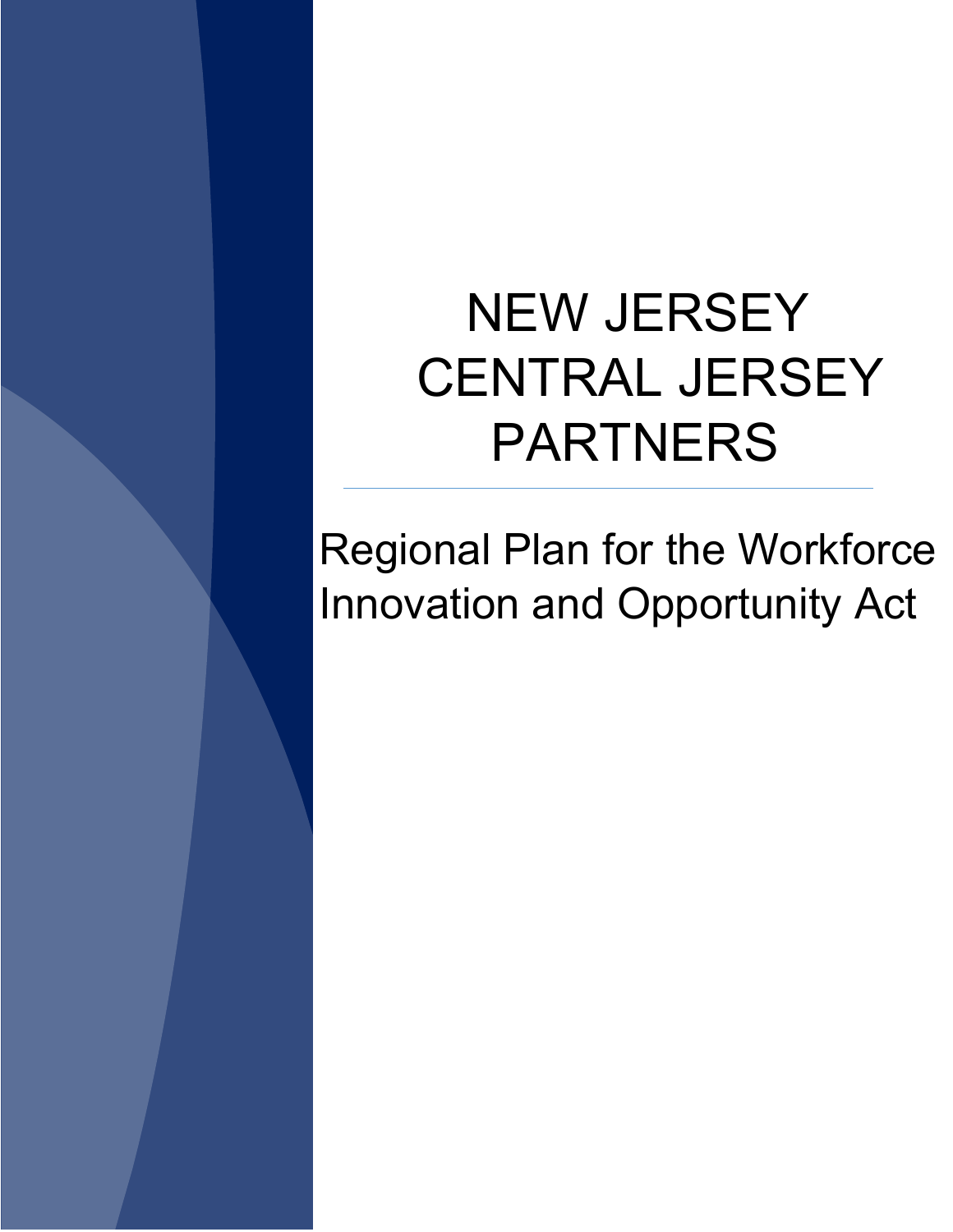# NEW JERSEY CENTRAL JERSEY PARTNERS

Regional Plan for the Workforce Innovation and Opportunity Act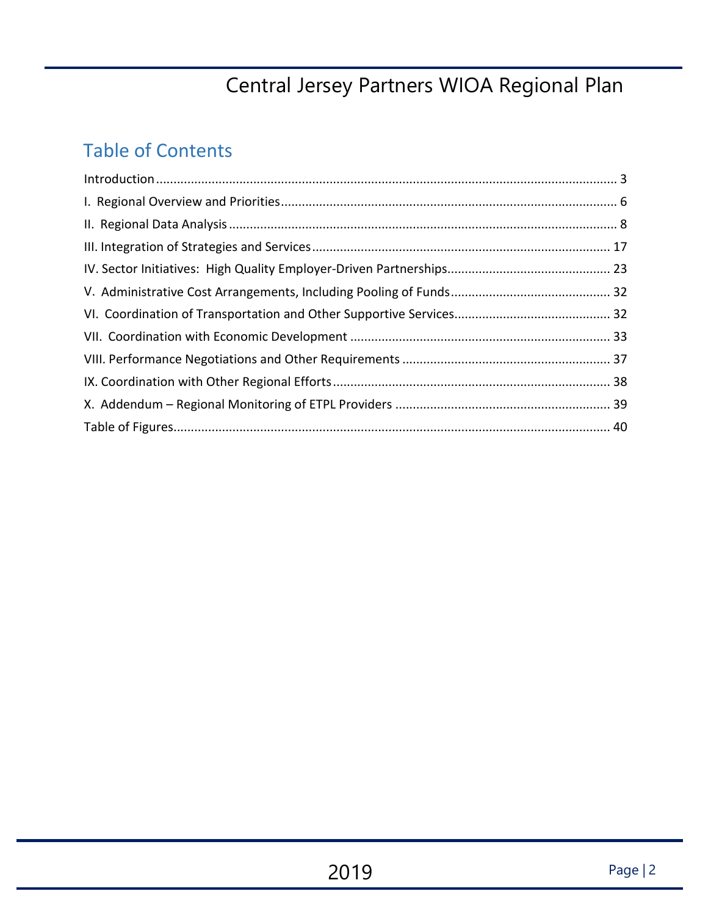## Table of Contents

Introduction ............................................................................................................................ 3

I. Regional Overview and Priorities ................................................................................................ 6

II. Regional Data Analysis ................................................................................................................ 8

III. Integration of Strategies and Services ..................................................................................... 17

IV. Sector Initiatives: High Quality Employer-Driven Partnerships ................................................ 23

V. Administrative Cost Arrangements, Including Pooling of Funds ............................................. 32

VI. Coordination of Transportation and Other Supportive Services ............................................. 32

VII. Coordination with Economic Development ........................................................................... 33

VIII. Performance Negotiations and Other Requirements ............................................................ 37

IX. Coordination with Other Regional Efforts ................................................................................ 38

X. Addendum – Regional Monitoring of ETPL Providers ............................................................. 39

Table of Figures ........................................................................................................................... 40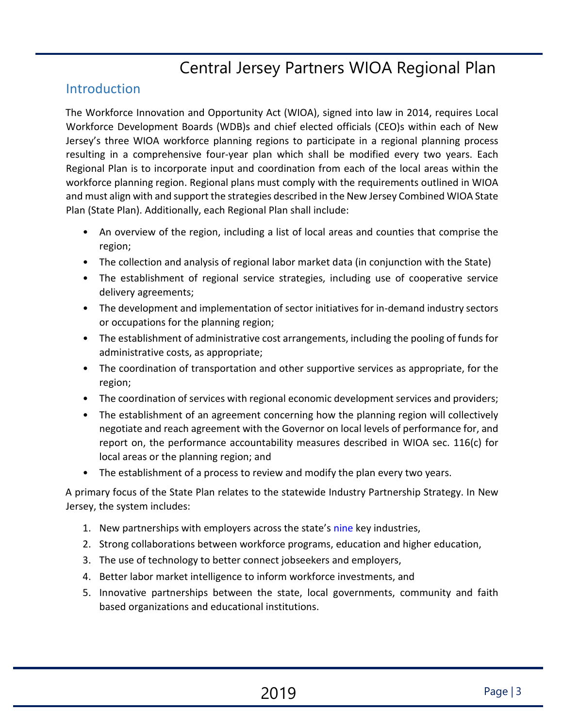# Central Jersey Partners WIOA Regional Plan

## Introduction

The Workforce Innovation and Opportunity Act (WIOA), signed into law in 2014, requires Local Workforce Development Boards (WDB)s and chief elected officials (CEO)s within each of New Jersey's three WIOA workforce planning regions to participate in a regional planning process resulting in a comprehensive four-year plan which shall be modified every two years. Each Regional Plan is to incorporate input and coordination from each of the local areas within the workforce planning region. Regional plans must comply with the requirements outlined in WIOA and must align with and support the strategies described in the New Jersey Combined WIOA State Plan (State Plan). Additionally, each Regional Plan shall include:

- An overview of the region, including a list of local areas and counties that comprise the region;
- The collection and analysis of regional labor market data (in conjunction with the State)
- The establishment of regional service strategies, including use of cooperative service delivery agreements;
- The development and implementation of sector initiatives for in-demand industry sectors or occupations for the planning region;
- The establishment of administrative cost arrangements, including the pooling of funds for administrative costs, as appropriate;
- The coordination of transportation and other supportive services as appropriate, for the region;
- The coordination of services with regional economic development services and providers;
- The establishment of an agreement concerning how the planning region will collectively negotiate and reach agreement with the Governor on local levels of performance for, and report on, the performance accountability measures described in WIOA sec. 116(c) for local areas or the planning region; and
- The establishment of a process to review and modify the plan every two years.

A primary focus of the State Plan relates to the statewide Industry Partnership Strategy. In New Jersey, the system includes:

1. New partnerships with employers across the state's nine key industries,
2. Strong collaborations between workforce programs, education and higher education,
3. The use of technology to better connect jobseekers and employers,
4. Better labor market intelligence to inform workforce investments, and
5. Innovative partnerships between the state, local governments, community and faith based organizations and educational institutions.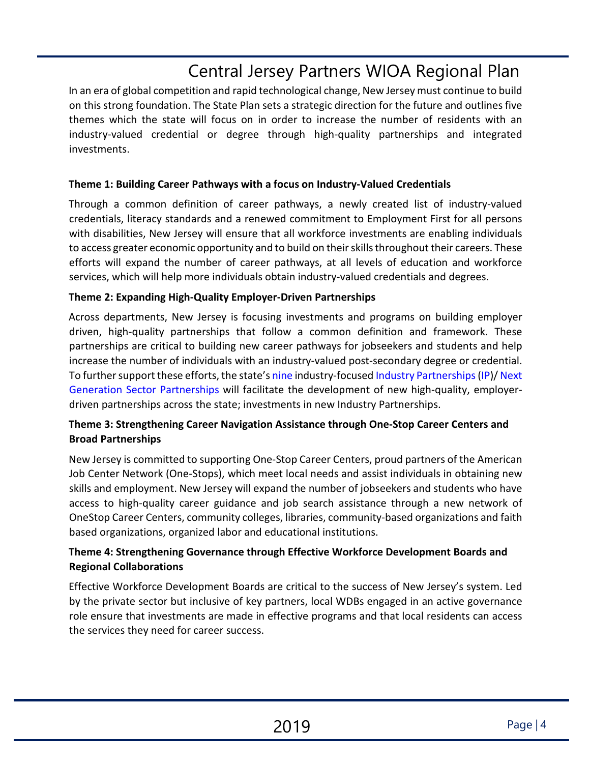In an era of global competition and rapid technological change, New Jersey must continue to build on this strong foundation. The State Plan sets a strategic direction for the future and outlines five themes which the state will focus on in order to increase the number of residents with an industry-valued credential or degree through high-quality partnerships and integrated investments.

**Theme 1: Building Career Pathways with a focus on Industry-Valued Credentials**

Through a common definition of career pathways, a newly created list of industry-valued credentials, literacy standards and a renewed commitment to Employment First for all persons with disabilities, New Jersey will ensure that all workforce investments are enabling individuals to access greater economic opportunity and to build on their skills throughout their careers. These efforts will expand the number of career pathways, at all levels of education and workforce services, which will help more individuals obtain industry-valued credentials and degrees.

**Theme 2: Expanding High-Quality Employer-Driven Partnerships**

Across departments, New Jersey is focusing investments and programs on building employer driven, high-quality partnerships that follow a common definition and framework. These partnerships are critical to building new career pathways for jobseekers and students and help increase the number of individuals with an industry-valued post-secondary degree or credential. To further support these efforts, the state's nine industry-focused Industry Partnerships (IP)/ Next Generation Sector Partnerships will facilitate the development of new high-quality, employer-driven partnerships across the state; investments in new Industry Partnerships.

**Theme 3: Strengthening Career Navigation Assistance through One-Stop Career Centers and Broad Partnerships**

New Jersey is committed to supporting One-Stop Career Centers, proud partners of the American Job Center Network (One-Stops), which meet local needs and assist individuals in obtaining new skills and employment. New Jersey will expand the number of jobseekers and students who have access to high-quality career guidance and job search assistance through a new network of OneStop Career Centers, community colleges, libraries, community-based organizations and faith based organizations, organized labor and educational institutions.

**Theme 4: Strengthening Governance through Effective Workforce Development Boards and Regional Collaborations**

Effective Workforce Development Boards are critical to the success of New Jersey's system. Led by the private sector but inclusive of key partners, local WDBs engaged in an active governance role ensure that investments are made in effective programs and that local residents can access the services they need for career success.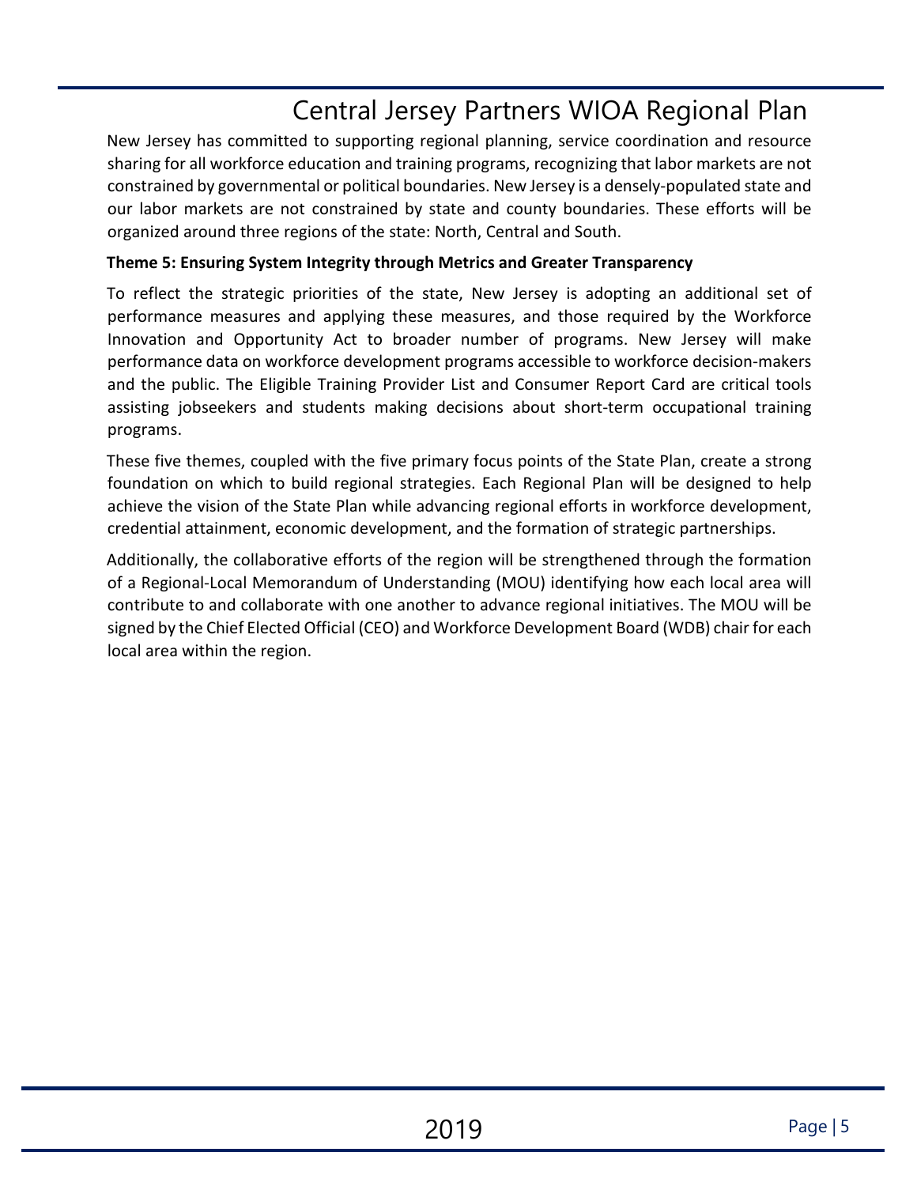New Jersey has committed to supporting regional planning, service coordination and resource sharing for all workforce education and training programs, recognizing that labor markets are not constrained by governmental or political boundaries. New Jersey is a densely-populated state and our labor markets are not constrained by state and county boundaries. These efforts will be organized around three regions of the state: North, Central and South.

**Theme 5: Ensuring System Integrity through Metrics and Greater Transparency**

To reflect the strategic priorities of the state, New Jersey is adopting an additional set of performance measures and applying these measures, and those required by the Workforce Innovation and Opportunity Act to broader number of programs. New Jersey will make performance data on workforce development programs accessible to workforce decision-makers and the public. The Eligible Training Provider List and Consumer Report Card are critical tools assisting jobseekers and students making decisions about short-term occupational training programs.

These five themes, coupled with the five primary focus points of the State Plan, create a strong foundation on which to build regional strategies. Each Regional Plan will be designed to help achieve the vision of the State Plan while advancing regional efforts in workforce development, credential attainment, economic development, and the formation of strategic partnerships.

Additionally, the collaborative efforts of the region will be strengthened through the formation of a Regional-Local Memorandum of Understanding (MOU) identifying how each local area will contribute to and collaborate with one another to advance regional initiatives. The MOU will be signed by the Chief Elected Official (CEO) and Workforce Development Board (WDB) chair for each local area within the region.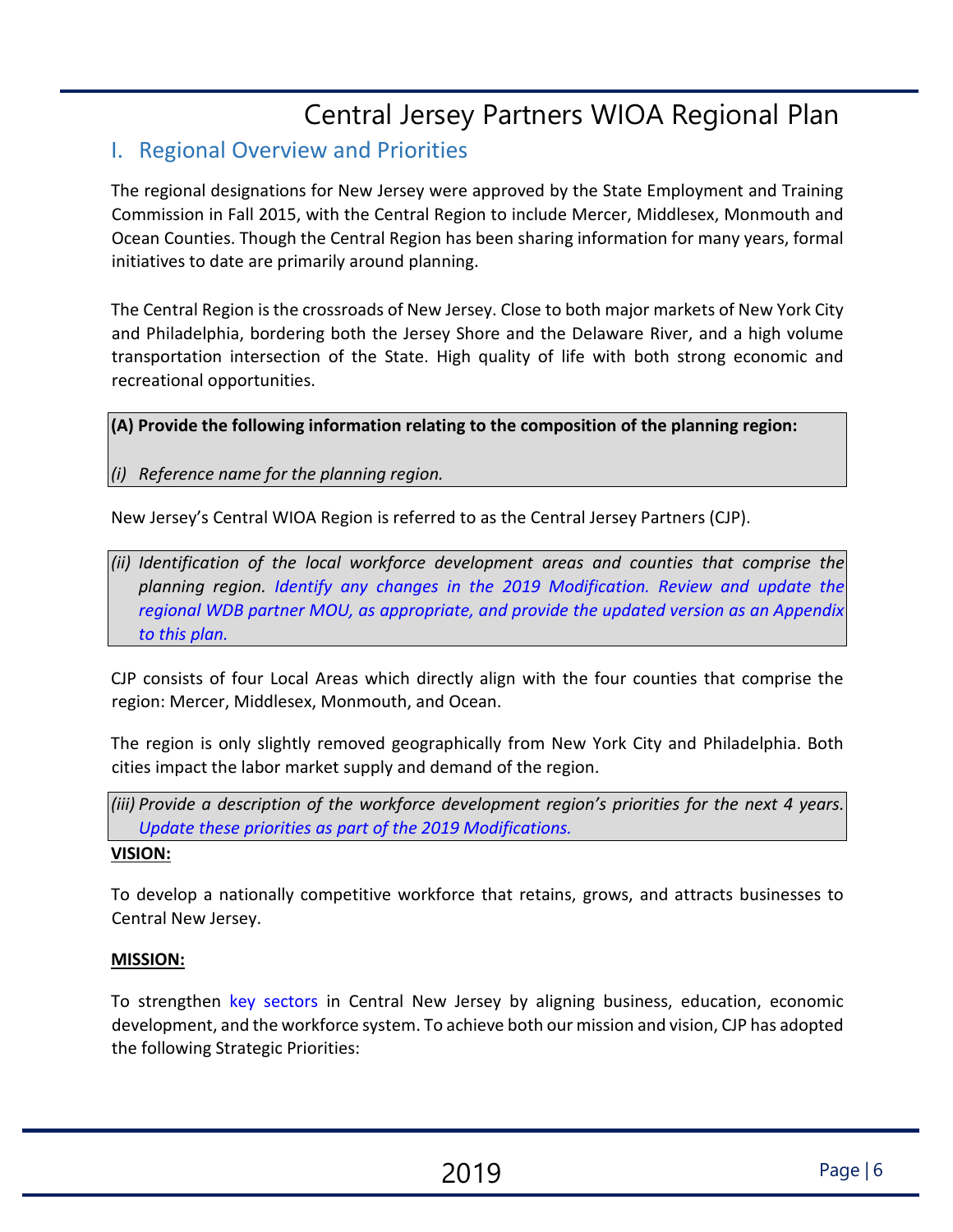// Central Jersey Partners WIOA Regional Plan

## I. Regional Overview and Priorities

The regional designations for New Jersey were approved by the State Employment and Training Commission in Fall 2015, with the Central Region to include Mercer, Middlesex, Monmouth and Ocean Counties. Though the Central Region has been sharing information for many years, formal initiatives to date are primarily around planning.

The Central Region is the crossroads of New Jersey. Close to both major markets of New York City and Philadelphia, bordering both the Jersey Shore and the Delaware River, and a high volume transportation intersection of the State. High quality of life with both strong economic and recreational opportunities.

**(A) Provide the following information relating to the composition of the planning region:**

*(i) Reference name for the planning region.*

New Jersey's Central WIOA Region is referred to as the Central Jersey Partners (CJP).

*(ii) Identification of the local workforce development areas and counties that comprise the planning region. Identify any changes in the 2019 Modification. Review and update the regional WDB partner MOU, as appropriate, and provide the updated version as an Appendix to this plan.*

CJP consists of four Local Areas which directly align with the four counties that comprise the region: Mercer, Middlesex, Monmouth, and Ocean.

The region is only slightly removed geographically from New York City and Philadelphia. Both cities impact the labor market supply and demand of the region.

*(iii) Provide a description of the workforce development region's priorities for the next 4 years. Update these priorities as part of the 2019 Modifications.*

**VISION:**

To develop a nationally competitive workforce that retains, grows, and attracts businesses to Central New Jersey.

**MISSION:**

To strengthen key sectors in Central New Jersey by aligning business, education, economic development, and the workforce system. To achieve both our mission and vision, CJP has adopted the following Strategic Priorities: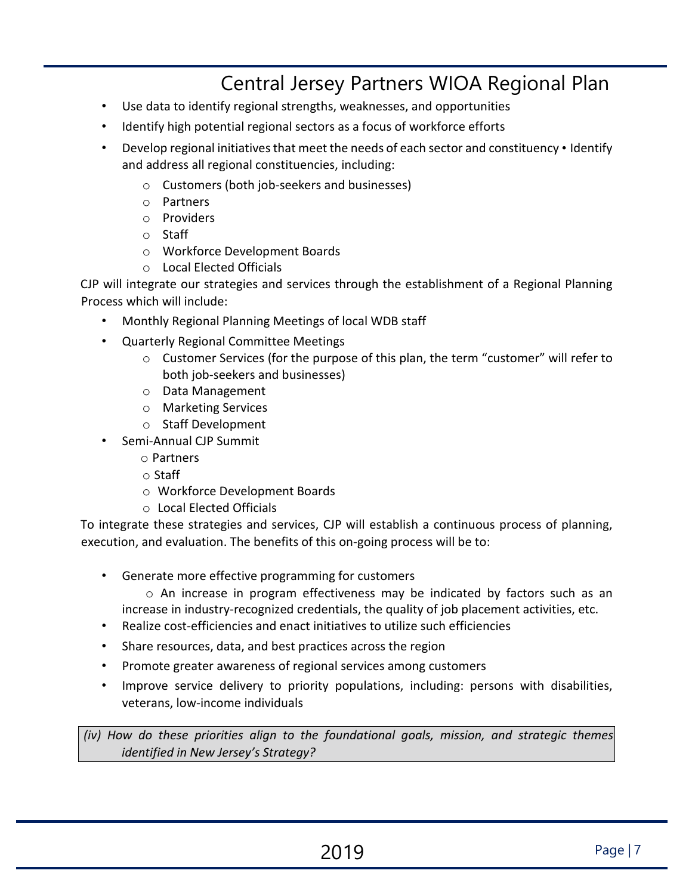- Use data to identify regional strengths, weaknesses, and opportunities
- Identify high potential regional sectors as a focus of workforce efforts
- Develop regional initiatives that meet the needs of each sector and constituency • Identify and address all regional constituencies, including:
  - Customers (both job-seekers and businesses)
  - Partners
  - Providers
  - Staff
  - Workforce Development Boards
  - Local Elected Officials

CJP will integrate our strategies and services through the establishment of a Regional Planning Process which will include:

- Monthly Regional Planning Meetings of local WDB staff
- Quarterly Regional Committee Meetings
  - Customer Services (for the purpose of this plan, the term "customer" will refer to both job-seekers and businesses)
  - Data Management
  - Marketing Services
  - Staff Development
- Semi-Annual CJP Summit
  - Partners
  - Staff
  - Workforce Development Boards
  - Local Elected Officials

To integrate these strategies and services, CJP will establish a continuous process of planning, execution, and evaluation. The benefits of this on-going process will be to:

- Generate more effective programming for customers
  - An increase in program effectiveness may be indicated by factors such as an increase in industry-recognized credentials, the quality of job placement activities, etc.
- Realize cost-efficiencies and enact initiatives to utilize such efficiencies
- Share resources, data, and best practices across the region
- Promote greater awareness of regional services among customers
- Improve service delivery to priority populations, including: persons with disabilities, veterans, low-income individuals

*(iv) How do these priorities align to the foundational goals, mission, and strategic themes identified in New Jersey's Strategy?*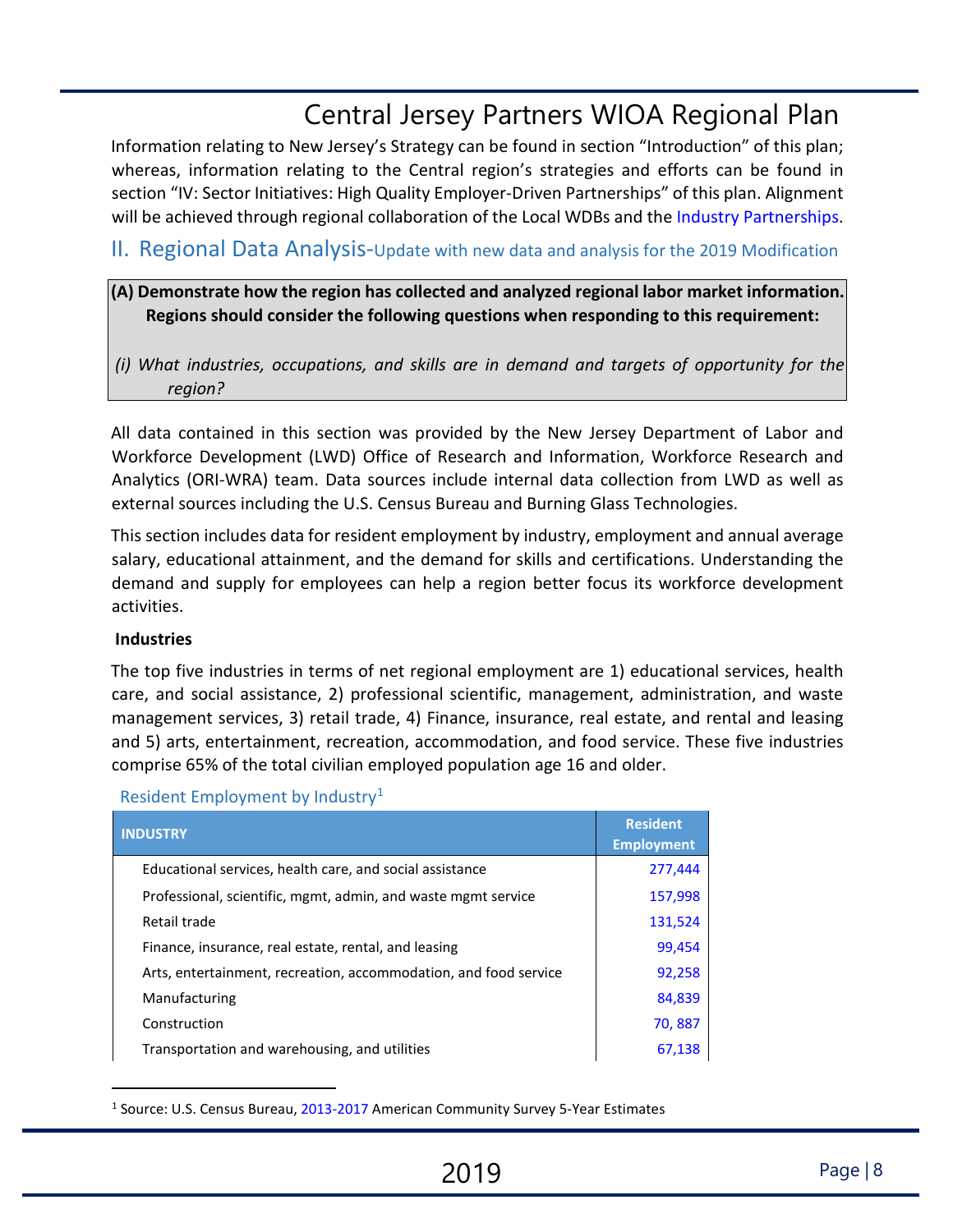Information relating to New Jersey's Strategy can be found in section "Introduction" of this plan; whereas, information relating to the Central region's strategies and efforts can be found in section "IV: Sector Initiatives: High Quality Employer-Driven Partnerships" of this plan. Alignment will be achieved through regional collaboration of the Local WDBs and the Industry Partnerships.

## II. Regional Data Analysis-Update with new data and analysis for the 2019 Modification

**(A) Demonstrate how the region has collected and analyzed regional labor market information. Regions should consider the following questions when responding to this requirement:**

*(i) What industries, occupations, and skills are in demand and targets of opportunity for the region?*

All data contained in this section was provided by the New Jersey Department of Labor and Workforce Development (LWD) Office of Research and Information, Workforce Research and Analytics (ORI-WRA) team. Data sources include internal data collection from LWD as well as external sources including the U.S. Census Bureau and Burning Glass Technologies.

This section includes data for resident employment by industry, employment and annual average salary, educational attainment, and the demand for skills and certifications. Understanding the demand and supply for employees can help a region better focus its workforce development activities.

**Industries**

The top five industries in terms of net regional employment are 1) educational services, health care, and social assistance, 2) professional scientific, management, administration, and waste management services, 3) retail trade, 4) Finance, insurance, real estate, and rental and leasing and 5) arts, entertainment, recreation, accommodation, and food service. These five industries comprise 65% of the total civilian employed population age 16 and older.

Resident Employment by Industry[1]

| INDUSTRY | Resident Employment |
|---|---|
| Educational services, health care, and social assistance | 277,444 |
| Professional, scientific, mgmt, admin, and waste mgmt service | 157,998 |
| Retail trade | 131,524 |
| Finance, insurance, real estate, rental, and leasing | 99,454 |
| Arts, entertainment, recreation, accommodation, and food service | 92,258 |
| Manufacturing | 84,839 |
| Construction | 70, 887 |
| Transportation and warehousing, and utilities | 67,138 |

[1] Source: U.S. Census Bureau, 2013-2017 American Community Survey 5-Year Estimates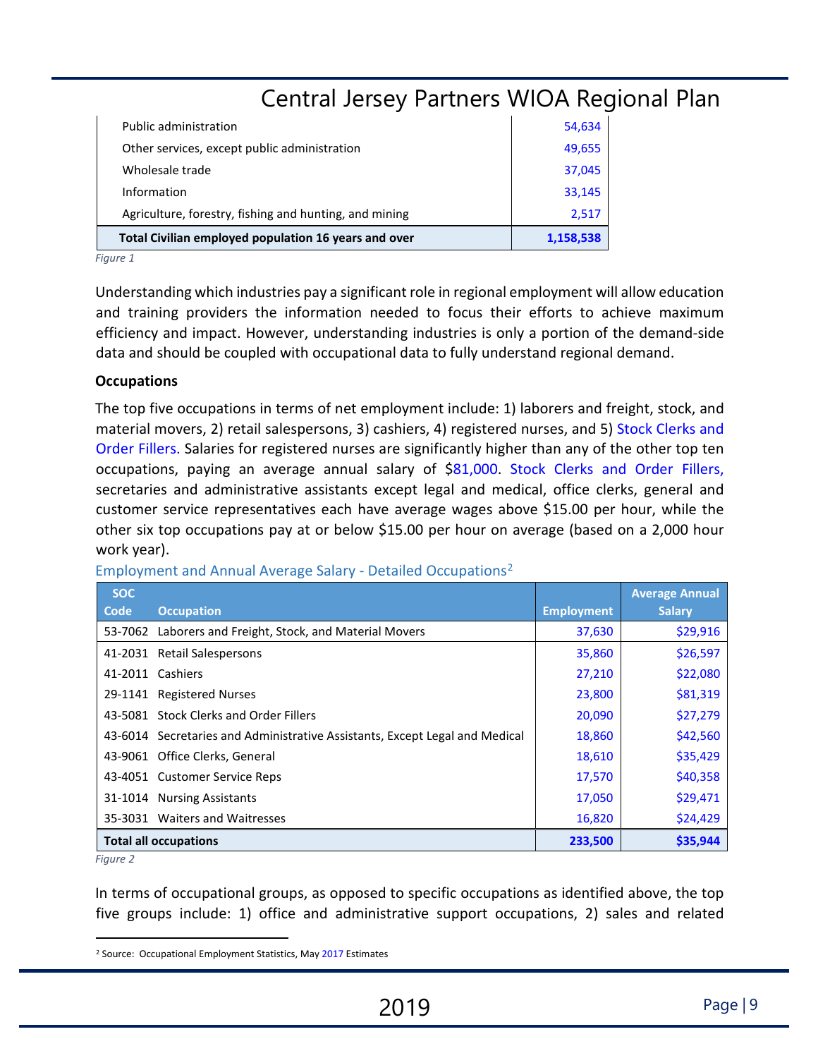| Public administration | 54,634 |
|---|---|
| Other services, except public administration | 49,655 |
| Wholesale trade | 37,045 |
| Information | 33,145 |
| Agriculture, forestry, fishing and hunting, and mining | 2,517 |
| **Total Civilian employed population 16 years and over** | **1,158,538** |

*Figure 1*

Understanding which industries pay a significant role in regional employment will allow education and training providers the information needed to focus their efforts to achieve maximum efficiency and impact. However, understanding industries is only a portion of the demand-side data and should be coupled with occupational data to fully understand regional demand.

**Occupations**

The top five occupations in terms of net employment include: 1) laborers and freight, stock, and material movers, 2) retail salespersons, 3) cashiers, 4) registered nurses, and 5) Stock Clerks and Order Fillers. Salaries for registered nurses are significantly higher than any of the other top ten occupations, paying an average annual salary of $81,000. Stock Clerks and Order Fillers, secretaries and administrative assistants except legal and medical, office clerks, general and customer service representatives each have average wages above $15.00 per hour, while the other six top occupations pay at or below $15.00 per hour on average (based on a 2,000 hour work year).

Employment and Annual Average Salary - Detailed Occupations[2]

| SOC Code | Occupation | Employment | Average Annual Salary |
|---|---|---|---|
| 53-7062 | Laborers and Freight, Stock, and Material Movers | 37,630 | $29,916 |
| 41-2031 | Retail Salespersons | 35,860 | $26,597 |
| 41-2011 | Cashiers | 27,210 | $22,080 |
| 29-1141 | Registered Nurses | 23,800 | $81,319 |
| 43-5081 | Stock Clerks and Order Fillers | 20,090 | $27,279 |
| 43-6014 | Secretaries and Administrative Assistants, Except Legal and Medical | 18,860 | $42,560 |
| 43-9061 | Office Clerks, General | 18,610 | $35,429 |
| 43-4051 | Customer Service Reps | 17,570 | $40,358 |
| 31-1014 | Nursing Assistants | 17,050 | $29,471 |
| 35-3031 | Waiters and Waitresses | 16,820 | $24,429 |
| **Total all occupations** | | **233,500** | **$35,944** |

*Figure 2*

In terms of occupational groups, as opposed to specific occupations as identified above, the top five groups include: 1) office and administrative support occupations, 2) sales and related

[2] Source: Occupational Employment Statistics, May 2017 Estimates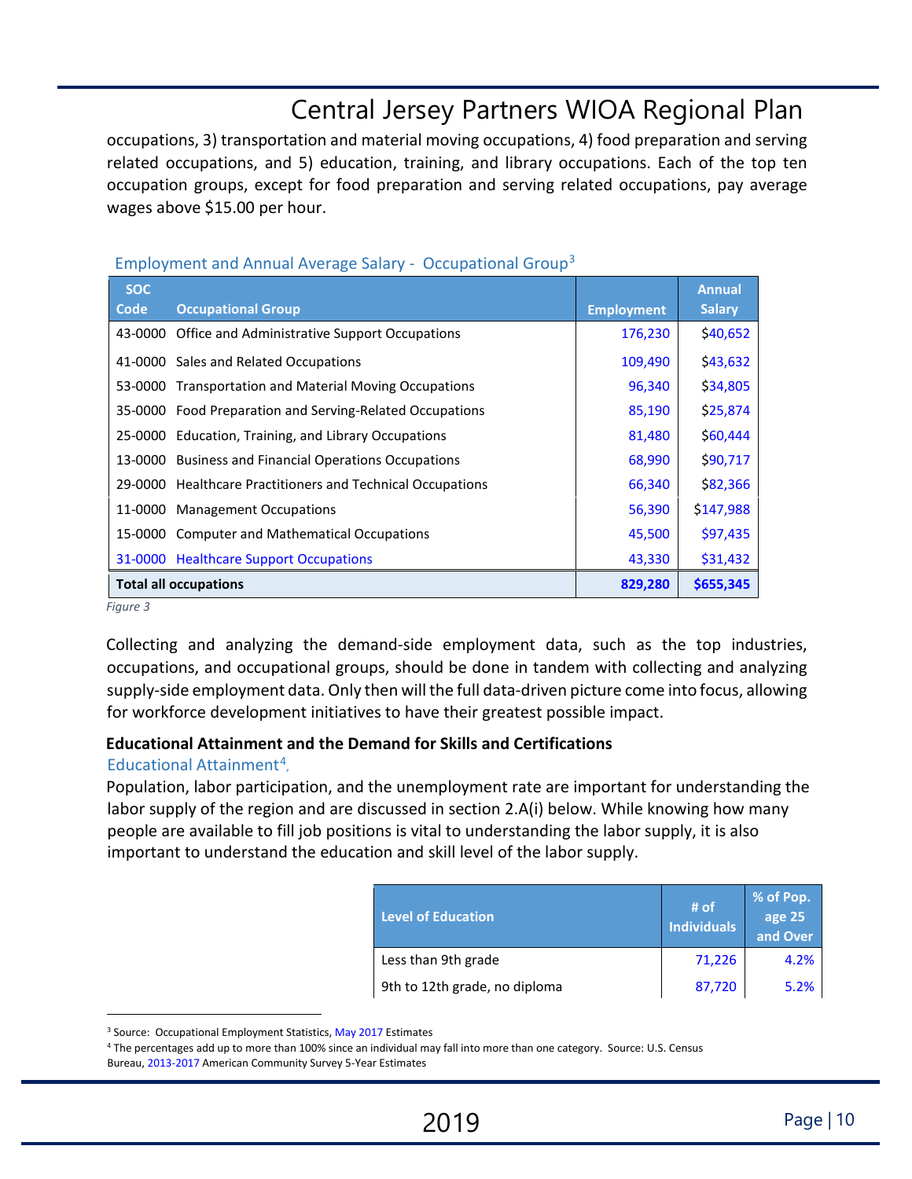occupations, 3) transportation and material moving occupations, 4) food preparation and serving related occupations, and 5) education, training, and library occupations. Each of the top ten occupation groups, except for food preparation and serving related occupations, pay average wages above $15.00 per hour.

Employment and Annual Average Salary - Occupational Group[3]

| SOC Code | Occupational Group | Employment | Annual Salary |
|---|---|---|---|
| 43-0000 | Office and Administrative Support Occupations | 176,230 | $40,652 |
| 41-0000 | Sales and Related Occupations | 109,490 | $43,632 |
| 53-0000 | Transportation and Material Moving Occupations | 96,340 | $34,805 |
| 35-0000 | Food Preparation and Serving-Related Occupations | 85,190 | $25,874 |
| 25-0000 | Education, Training, and Library Occupations | 81,480 | $60,444 |
| 13-0000 | Business and Financial Operations Occupations | 68,990 | $90,717 |
| 29-0000 | Healthcare Practitioners and Technical Occupations | 66,340 | $82,366 |
| 11-0000 | Management Occupations | 56,390 | $147,988 |
| 15-0000 | Computer and Mathematical Occupations | 45,500 | $97,435 |
| 31-0000 | Healthcare Support Occupations | 43,330 | $31,432 |
| **Total all occupations** | | **829,280** | **$655,345** |

*Figure 3*

Collecting and analyzing the demand-side employment data, such as the top industries, occupations, and occupational groups, should be done in tandem with collecting and analyzing supply-side employment data. Only then will the full data-driven picture come into focus, allowing for workforce development initiatives to have their greatest possible impact.

**Educational Attainment and the Demand for Skills and Certifications**

Educational Attainment[4],

Population, labor participation, and the unemployment rate are important for understanding the labor supply of the region and are discussed in section 2.A(i) below. While knowing how many people are available to fill job positions is vital to understanding the labor supply, it is also important to understand the education and skill level of the labor supply.

| Level of Education | # of Individuals | % of Pop. age 25 and Over |
|---|---|---|
| Less than 9th grade | 71,226 | 4.2% |
| 9th to 12th grade, no diploma | 87,720 | 5.2% |

[3] Source: Occupational Employment Statistics, May 2017 Estimates

[4] The percentages add up to more than 100% since an individual may fall into more than one category. Source: U.S. Census Bureau, 2013-2017 American Community Survey 5-Year Estimates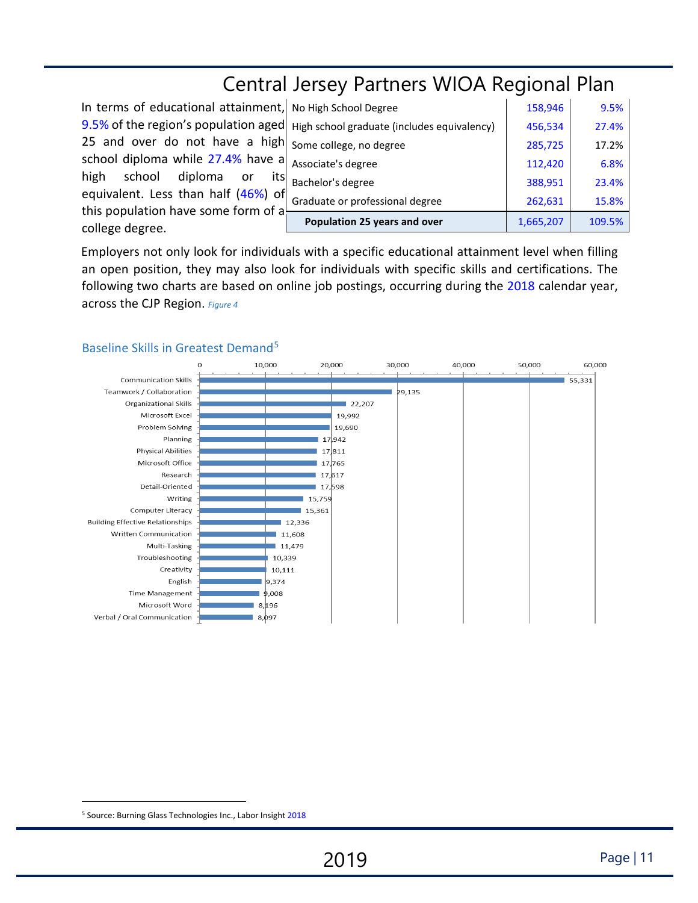In terms of educational attainment, 9.5% of the region's population aged 25 and over do not have a high school diploma while 27.4% have a high school diploma or its equivalent. Less than half (46%) of this population have some form of a college degree.

| | | |
|---|---|---|
| No High School Degree | 158,946 | 9.5% |
| High school graduate (includes equivalency) | 456,534 | 27.4% |
| Some college, no degree | 285,725 | 17.2% |
| Associate's degree | 112,420 | 6.8% |
| Bachelor's degree | 388,951 | 23.4% |
| Graduate or professional degree | 262,631 | 15.8% |
| **Population 25 years and over** | 1,665,207 | 109.5% |

Employers not only look for individuals with a specific educational attainment level when filling an open position, they may also look for individuals with specific skills and certifications. The following two charts are based on online job postings, occurring during the 2018 calendar year, across the CJP Region. *Figure 4*

## Baseline Skills in Greatest Demand[5]

| Skill | Postings |
|---|---|
| Communication Skills | 55,331 |
| Teamwork / Collaboration | 29,135 |
| Organizational Skills | 22,207 |
| Microsoft Excel | 19,992 |
| Problem Solving | 19,690 |
| Planning | 17,942 |
| Physical Abilities | 17,811 |
| Microsoft Office | 17,765 |
| Research | 17,617 |
| Detail-Oriented | 17,598 |
| Writing | 15,759 |
| Computer Literacy | 15,361 |
| Building Effective Relationships | 12,336 |
| Written Communication | 11,608 |
| Multi-Tasking | 11,479 |
| Troubleshooting | 10,339 |
| Creativity | 10,111 |
| English | 9,374 |
| Time Management | 9,008 |
| Microsoft Word | 8,196 |
| Verbal / Oral Communication | 8,097 |

[5] Source: Burning Glass Technologies Inc., Labor Insight 2018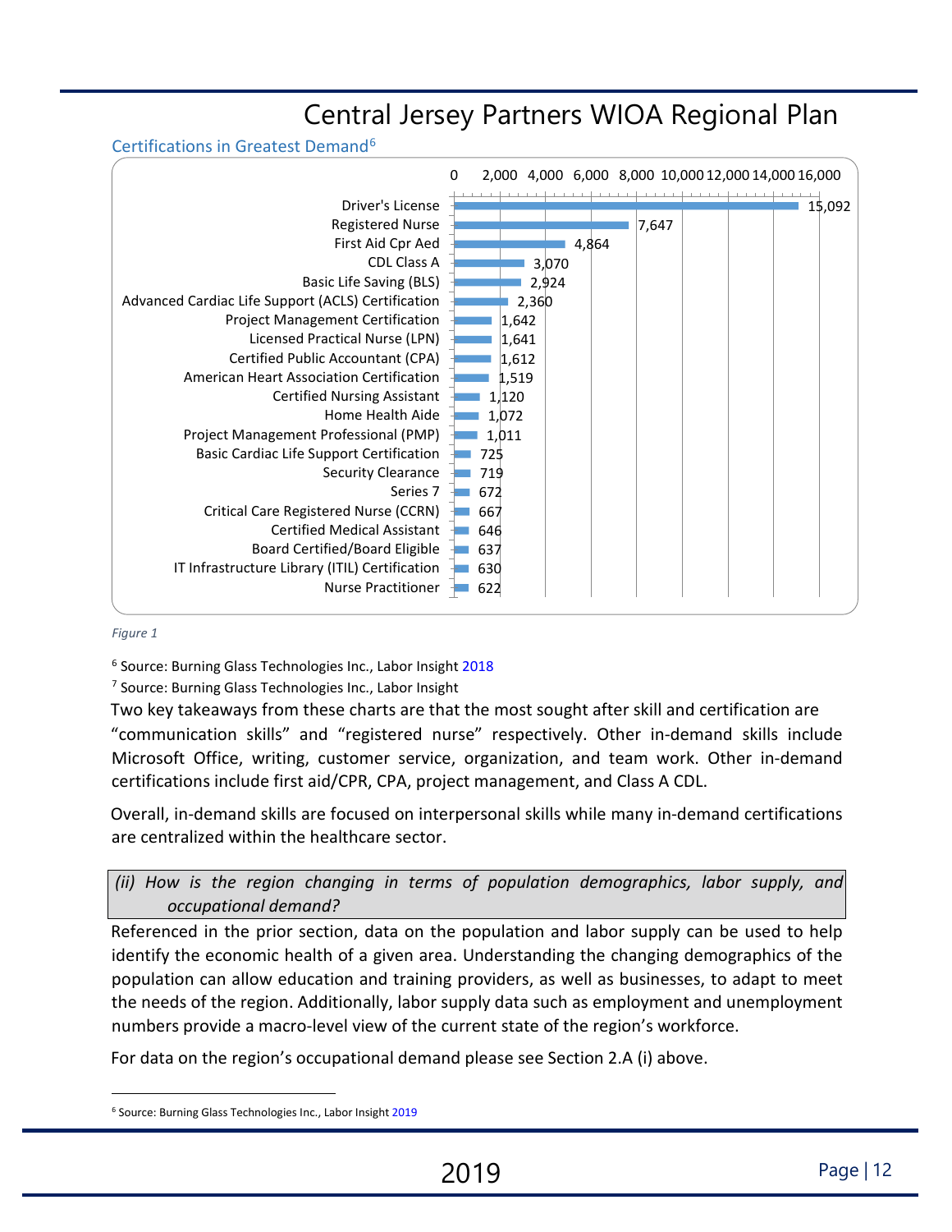### Certifications in Greatest Demand[6]

| Certification | Count |
|---|---|
| Driver's License | 15,092 |
| Registered Nurse | 7,647 |
| First Aid Cpr Aed | 4,864 |
| CDL Class A | 3,070 |
| Basic Life Saving (BLS) | 2,924 |
| Advanced Cardiac Life Support (ACLS) Certification | 2,360 |
| Project Management Certification | 1,642 |
| Licensed Practical Nurse (LPN) | 1,641 |
| Certified Public Accountant (CPA) | 1,612 |
| American Heart Association Certification | 1,519 |
| Certified Nursing Assistant | 1,120 |
| Home Health Aide | 1,072 |
| Project Management Professional (PMP) | 1,011 |
| Basic Cardiac Life Support Certification | 725 |
| Security Clearance | 719 |
| Series 7 | 672 |
| Critical Care Registered Nurse (CCRN) | 667 |
| Certified Medical Assistant | 646 |
| Board Certified/Board Eligible | 637 |
| IT Infrastructure Library (ITIL) Certification | 630 |
| Nurse Practitioner | 622 |

*Figure 1*

[6] Source: Burning Glass Technologies Inc., Labor Insight 2018

[7] Source: Burning Glass Technologies Inc., Labor Insight

Two key takeaways from these charts are that the most sought after skill and certification are "communication skills" and "registered nurse" respectively. Other in-demand skills include Microsoft Office, writing, customer service, organization, and team work. Other in-demand certifications include first aid/CPR, CPA, project management, and Class A CDL.

Overall, in-demand skills are focused on interpersonal skills while many in-demand certifications are centralized within the healthcare sector.

*(ii) How is the region changing in terms of population demographics, labor supply, and occupational demand?*

Referenced in the prior section, data on the population and labor supply can be used to help identify the economic health of a given area. Understanding the changing demographics of the population can allow education and training providers, as well as businesses, to adapt to meet the needs of the region. Additionally, labor supply data such as employment and unemployment numbers provide a macro-level view of the current state of the region's workforce.

For data on the region's occupational demand please see Section 2.A (i) above.

---

[6] Source: Burning Glass Technologies Inc., Labor Insight 2019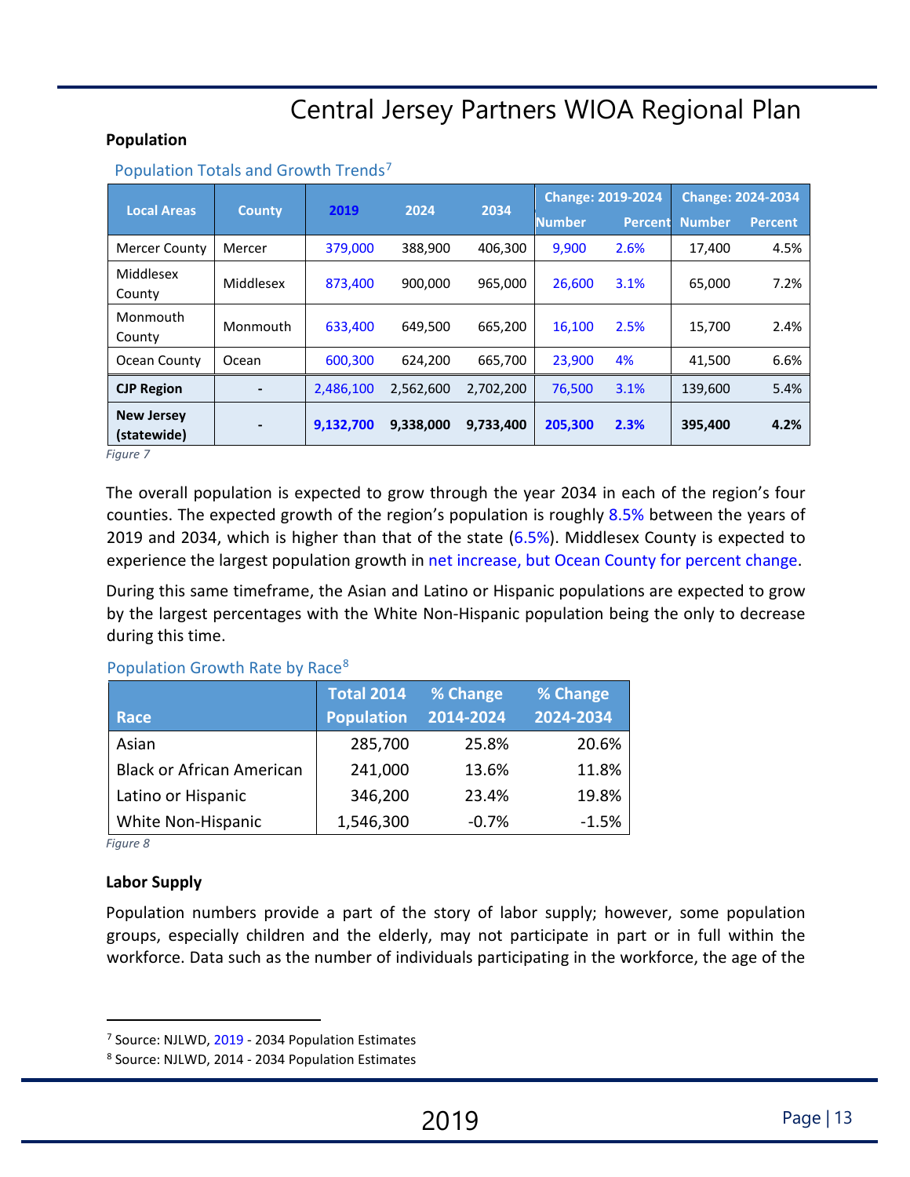**Population**

Population Totals and Growth Trends[7]

| Local Areas | County | 2019 | 2024 | 2034 | Change: 2019-2024 | | Change: 2024-2034 | |
|---|---|---|---|---|---|---|---|---|
| | | | | | Number | Percent | Number | Percent |
| Mercer County | Mercer | 379,000 | 388,900 | 406,300 | 9,900 | 2.6% | 17,400 | 4.5% |
| Middlesex County | Middlesex | 873,400 | 900,000 | 965,000 | 26,600 | 3.1% | 65,000 | 7.2% |
| Monmouth County | Monmouth | 633,400 | 649,500 | 665,200 | 16,100 | 2.5% | 15,700 | 2.4% |
| Ocean County | Ocean | 600,300 | 624,200 | 665,700 | 23,900 | 4% | 41,500 | 6.6% |
| **CJP Region** | - | 2,486,100 | 2,562,600 | 2,702,200 | 76,500 | 3.1% | 139,600 | 5.4% |
| **New Jersey (statewide)** | - | **9,132,700** | **9,338,000** | **9,733,400** | **205,300** | **2.3%** | **395,400** | **4.2%** |

*Figure 7*

The overall population is expected to grow through the year 2034 in each of the region's four counties. The expected growth of the region's population is roughly 8.5% between the years of 2019 and 2034, which is higher than that of the state (6.5%). Middlesex County is expected to experience the largest population growth in net increase, but Ocean County for percent change.

During this same timeframe, the Asian and Latino or Hispanic populations are expected to grow by the largest percentages with the White Non-Hispanic population being the only to decrease during this time.

Population Growth Rate by Race[8]

| Race | Total 2014 Population | % Change 2014-2024 | % Change 2024-2034 |
|---|---|---|---|
| Asian | 285,700 | 25.8% | 20.6% |
| Black or African American | 241,000 | 13.6% | 11.8% |
| Latino or Hispanic | 346,200 | 23.4% | 19.8% |
| White Non-Hispanic | 1,546,300 | -0.7% | -1.5% |

*Figure 8*

**Labor Supply**

Population numbers provide a part of the story of labor supply; however, some population groups, especially children and the elderly, may not participate in part or in full within the workforce. Data such as the number of individuals participating in the workforce, the age of the

[7] Source: NJLWD, 2019 - 2034 Population Estimates

[8] Source: NJLWD, 2014 - 2034 Population Estimates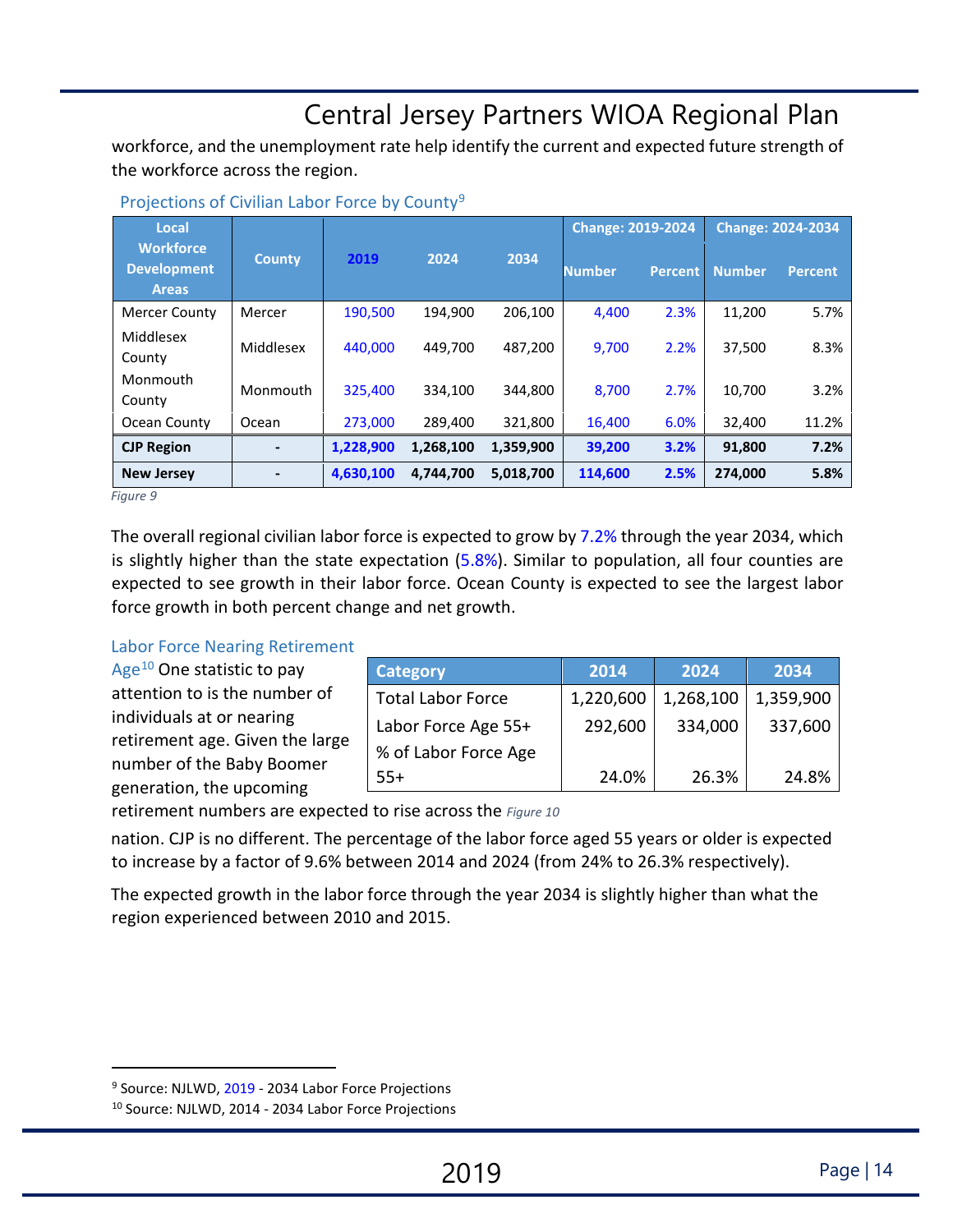workforce, and the unemployment rate help identify the current and expected future strength of the workforce across the region.

### Projections of Civilian Labor Force by County[9]

| Local Workforce Development Areas | County | 2019 | 2024 | 2034 | Change: 2019-2024 | | Change: 2024-2034 | |
|---|---|---|---|---|---|---|---|---|
| | | | | | Number | Percent | Number | Percent |
| Mercer County | Mercer | 190,500 | 194,900 | 206,100 | 4,400 | 2.3% | 11,200 | 5.7% |
| Middlesex County | Middlesex | 440,000 | 449,700 | 487,200 | 9,700 | 2.2% | 37,500 | 8.3% |
| Monmouth County | Monmouth | 325,400 | 334,100 | 344,800 | 8,700 | 2.7% | 10,700 | 3.2% |
| Ocean County | Ocean | 273,000 | 289,400 | 321,800 | 16,400 | 6.0% | 32,400 | 11.2% |
| **CJP Region** | **-** | **1,228,900** | **1,268,100** | **1,359,900** | **39,200** | **3.2%** | **91,800** | **7.2%** |
| **New Jersey** | **-** | **4,630,100** | **4,744,700** | **5,018,700** | **114,600** | **2.5%** | **274,000** | **5.8%** |

*Figure 9*

The overall regional civilian labor force is expected to grow by 7.2% through the year 2034, which is slightly higher than the state expectation (5.8%). Similar to population, all four counties are expected to see growth in their labor force. Ocean County is expected to see the largest labor force growth in both percent change and net growth.

### Labor Force Nearing Retirement Age[10]

One statistic to pay attention to is the number of individuals at or nearing retirement age. Given the large number of the Baby Boomer generation, the upcoming retirement numbers are expected to rise across the nation. CJP is no different. The percentage of the labor force aged 55 years or older is expected to increase by a factor of 9.6% between 2014 and 2024 (from 24% to 26.3% respectively).

| Category | 2014 | 2024 | 2034 |
|---|---|---|---|
| Total Labor Force | 1,220,600 | 1,268,100 | 1,359,900 |
| Labor Force Age 55+ | 292,600 | 334,000 | 337,600 |
| % of Labor Force Age 55+ | 24.0% | 26.3% | 24.8% |

*Figure 10*

The expected growth in the labor force through the year 2034 is slightly higher than what the region experienced between 2010 and 2015.

---

[9] Source: NJLWD, 2019 - 2034 Labor Force Projections

[10] Source: NJLWD, 2014 - 2034 Labor Force Projections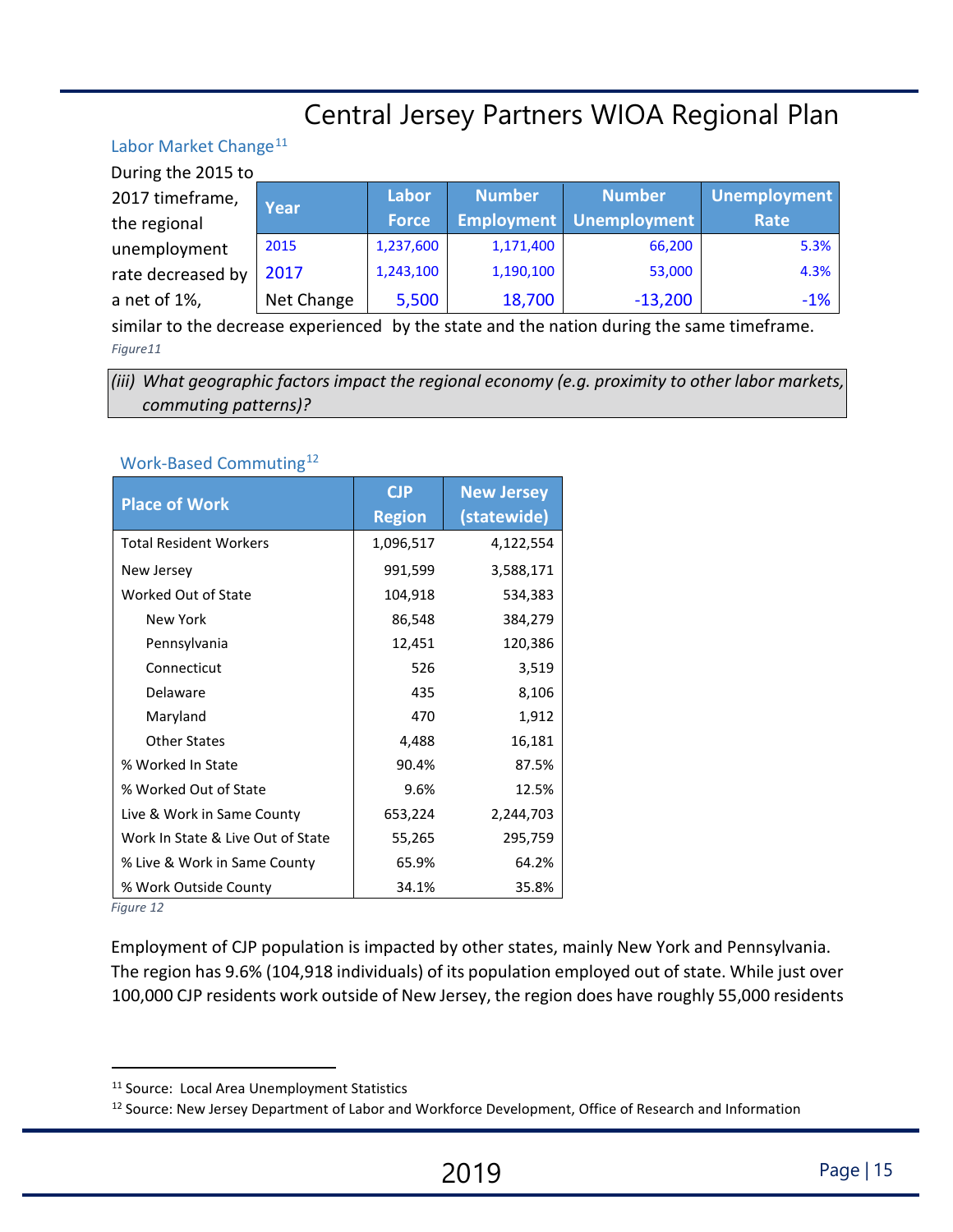### Labor Market Change[11]

During the 2015 to 2017 timeframe, the regional unemployment rate decreased by a net of 1%, similar to the decrease experienced by the state and the nation during the same timeframe.

| Year | Labor Force | Number Employment | Number Unemployment | Unemployment Rate |
|---|---|---|---|---|
| 2015 | 1,237,600 | 1,171,400 | 66,200 | 5.3% |
| 2017 | 1,243,100 | 1,190,100 | 53,000 | 4.3% |
| Net Change | 5,500 | 18,700 | -13,200 | -1% |

*Figure11*

*(iii) What geographic factors impact the regional economy (e.g. proximity to other labor markets, commuting patterns)?*

### Work-Based Commuting[12]

| Place of Work | CJP Region | New Jersey (statewide) |
|---|---|---|
| Total Resident Workers | 1,096,517 | 4,122,554 |
| New Jersey | 991,599 | 3,588,171 |
| Worked Out of State | 104,918 | 534,383 |
| New York | 86,548 | 384,279 |
| Pennsylvania | 12,451 | 120,386 |
| Connecticut | 526 | 3,519 |
| Delaware | 435 | 8,106 |
| Maryland | 470 | 1,912 |
| Other States | 4,488 | 16,181 |
| % Worked In State | 90.4% | 87.5% |
| % Worked Out of State | 9.6% | 12.5% |
| Live & Work in Same County | 653,224 | 2,244,703 |
| Work In State & Live Out of State | 55,265 | 295,759 |
| % Live & Work in Same County | 65.9% | 64.2% |
| % Work Outside County | 34.1% | 35.8% |

*Figure 12*

Employment of CJP population is impacted by other states, mainly New York and Pennsylvania. The region has 9.6% (104,918 individuals) of its population employed out of state. While just over 100,000 CJP residents work outside of New Jersey, the region does have roughly 55,000 residents

[11] Source: Local Area Unemployment Statistics

[12] Source: New Jersey Department of Labor and Workforce Development, Office of Research and Information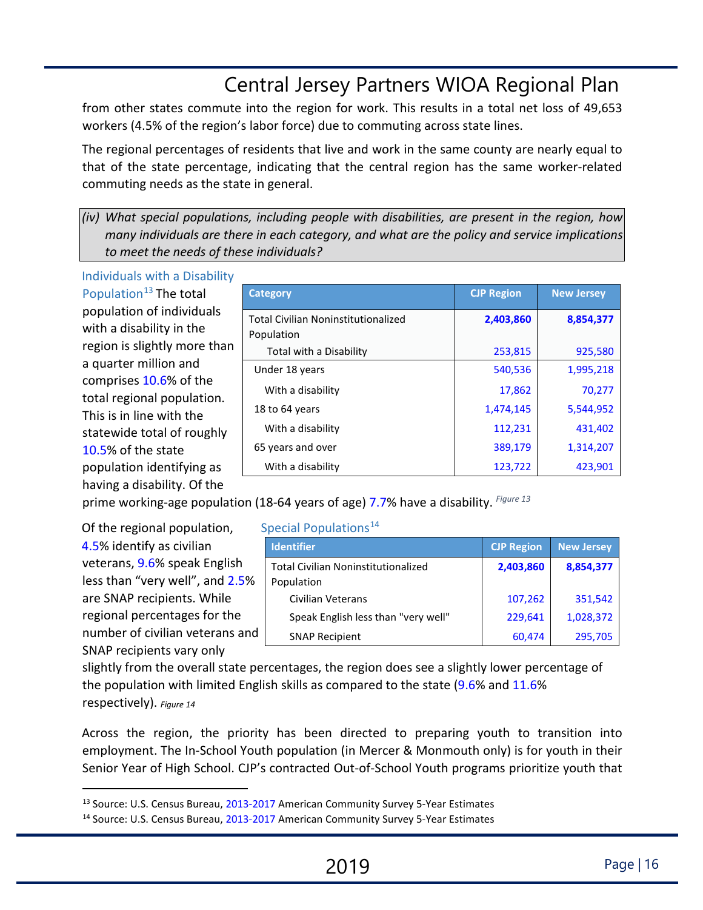from other states commute into the region for work. This results in a total net loss of 49,653 workers (4.5% of the region's labor force) due to commuting across state lines.

The regional percentages of residents that live and work in the same county are nearly equal to that of the state percentage, indicating that the central region has the same worker-related commuting needs as the state in general.

*(iv) What special populations, including people with disabilities, are present in the region, how many individuals are there in each category, and what are the policy and service implications to meet the needs of these individuals?*

### Individuals with a Disability Population[13]

The total population of individuals with a disability in the region is slightly more than a quarter million and comprises 10.6% of the total regional population. This is in line with the statewide total of roughly 10.5% of the state population identifying as having a disability. Of the prime working-age population (18-64 years of age) 7.7% have a disability. *Figure 13*

| Category | CJP Region | New Jersey |
|---|---|---|
| Total Civilian Noninstitutionalized Population | **2,403,860** | **8,854,377** |
| Total with a Disability | 253,815 | 925,580 |
| Under 18 years | 540,536 | 1,995,218 |
| With a disability | 17,862 | 70,277 |
| 18 to 64 years | 1,474,145 | 5,544,952 |
| With a disability | 112,231 | 431,402 |
| 65 years and over | 389,179 | 1,314,207 |
| With a disability | 123,722 | 423,901 |

### Special Populations[14]

| Identifier | CJP Region | New Jersey |
|---|---|---|
| Total Civilian Noninstitutionalized Population | **2,403,860** | **8,854,377** |
| Civilian Veterans | 107,262 | 351,542 |
| Speak English less than "very well" | 229,641 | 1,028,372 |
| SNAP Recipient | 60,474 | 295,705 |

Of the regional population, 4.5% identify as civilian veterans, 9.6% speak English less than "very well", and 2.5% are SNAP recipients. While regional percentages for the number of civilian veterans and SNAP recipients vary only slightly from the overall state percentages, the region does see a slightly lower percentage of the population with limited English skills as compared to the state (9.6% and 11.6% respectively). *Figure 14*

Across the region, the priority has been directed to preparing youth to transition into employment. The In-School Youth population (in Mercer & Monmouth only) is for youth in their Senior Year of High School. CJP's contracted Out-of-School Youth programs prioritize youth that

---

[13] Source: U.S. Census Bureau, 2013-2017 American Community Survey 5-Year Estimates

[14] Source: U.S. Census Bureau, 2013-2017 American Community Survey 5-Year Estimates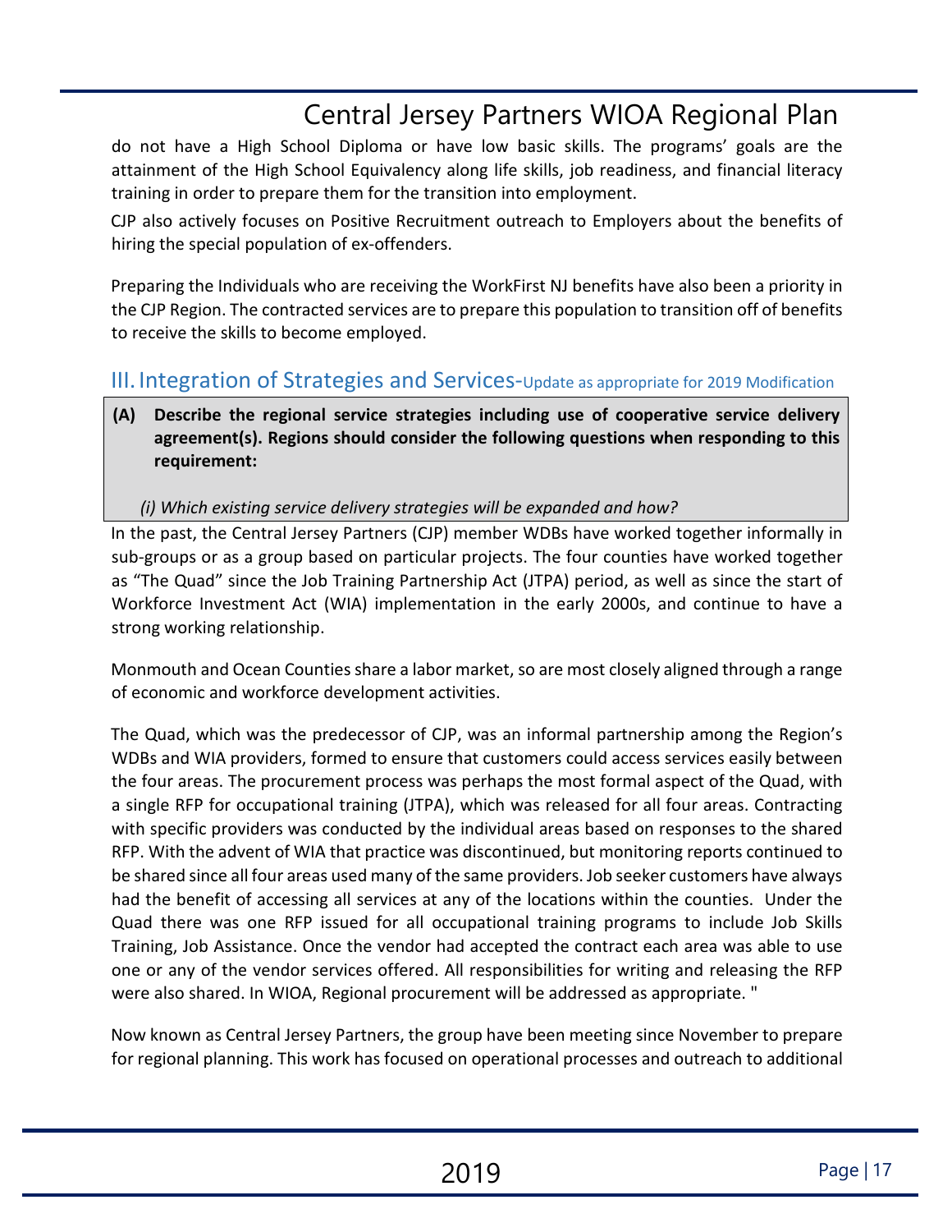do not have a High School Diploma or have low basic skills. The programs' goals are the attainment of the High School Equivalency along life skills, job readiness, and financial literacy training in order to prepare them for the transition into employment.

CJP also actively focuses on Positive Recruitment outreach to Employers about the benefits of hiring the special population of ex-offenders.

Preparing the Individuals who are receiving the WorkFirst NJ benefits have also been a priority in the CJP Region. The contracted services are to prepare this population to transition off of benefits to receive the skills to become employed.

## III. Integration of Strategies and Services-Update as appropriate for 2019 Modification

**(A) Describe the regional service strategies including use of cooperative service delivery agreement(s). Regions should consider the following questions when responding to this requirement:**

*(i) Which existing service delivery strategies will be expanded and how?*

In the past, the Central Jersey Partners (CJP) member WDBs have worked together informally in sub-groups or as a group based on particular projects. The four counties have worked together as "The Quad" since the Job Training Partnership Act (JTPA) period, as well as since the start of Workforce Investment Act (WIA) implementation in the early 2000s, and continue to have a strong working relationship.

Monmouth and Ocean Counties share a labor market, so are most closely aligned through a range of economic and workforce development activities.

The Quad, which was the predecessor of CJP, was an informal partnership among the Region's WDBs and WIA providers, formed to ensure that customers could access services easily between the four areas. The procurement process was perhaps the most formal aspect of the Quad, with a single RFP for occupational training (JTPA), which was released for all four areas. Contracting with specific providers was conducted by the individual areas based on responses to the shared RFP. With the advent of WIA that practice was discontinued, but monitoring reports continued to be shared since all four areas used many of the same providers. Job seeker customers have always had the benefit of accessing all services at any of the locations within the counties. Under the Quad there was one RFP issued for all occupational training programs to include Job Skills Training, Job Assistance. Once the vendor had accepted the contract each area was able to use one or any of the vendor services offered. All responsibilities for writing and releasing the RFP were also shared. In WIOA, Regional procurement will be addressed as appropriate. "

Now known as Central Jersey Partners, the group have been meeting since November to prepare for regional planning. This work has focused on operational processes and outreach to additional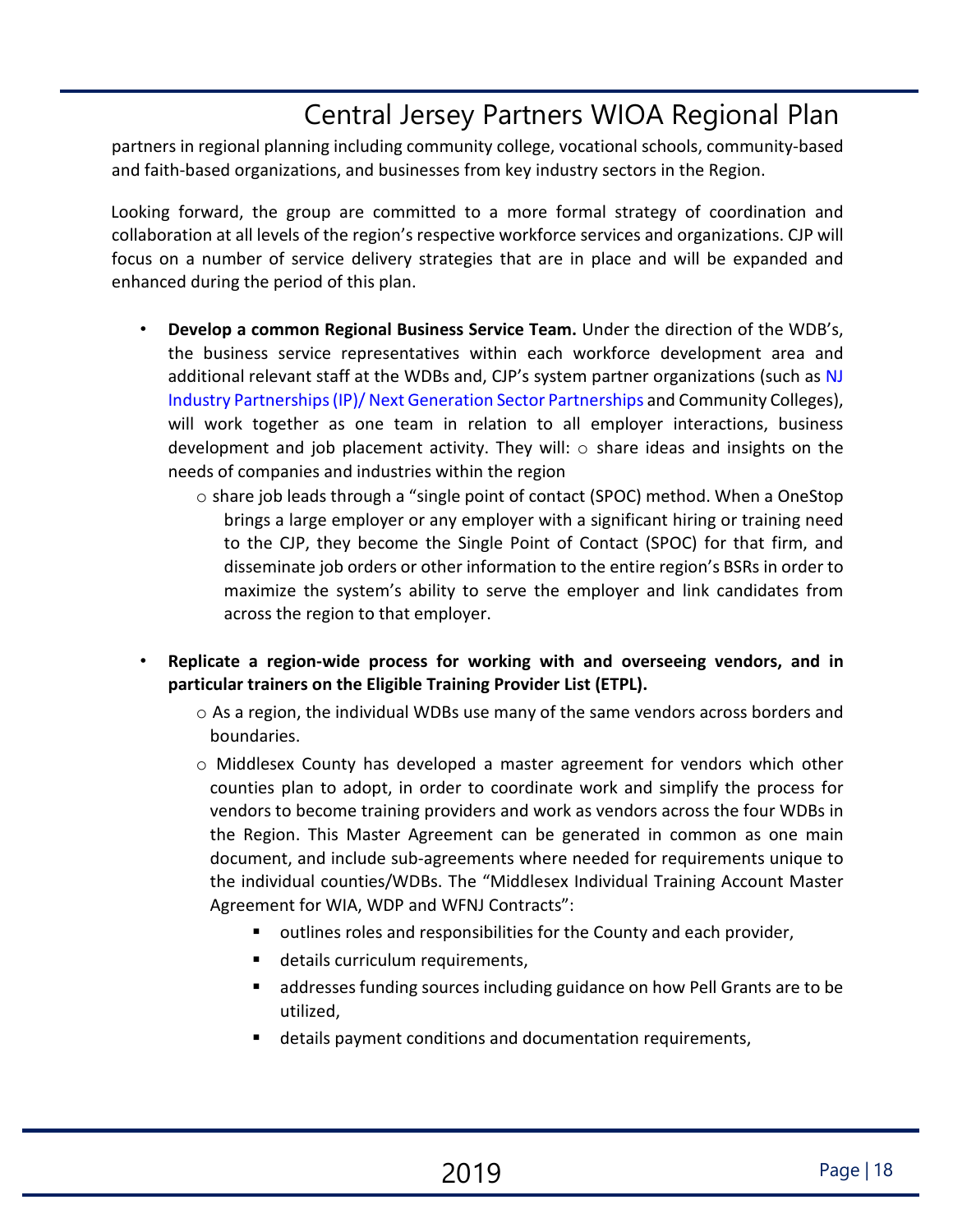partners in regional planning including community college, vocational schools, community-based and faith-based organizations, and businesses from key industry sectors in the Region.

Looking forward, the group are committed to a more formal strategy of coordination and collaboration at all levels of the region's respective workforce services and organizations. CJP will focus on a number of service delivery strategies that are in place and will be expanded and enhanced during the period of this plan.

- **Develop a common Regional Business Service Team.** Under the direction of the WDB's, the business service representatives within each workforce development area and additional relevant staff at the WDBs and, CJP's system partner organizations (such as NJ Industry Partnerships (IP)/ Next Generation Sector Partnerships and Community Colleges), will work together as one team in relation to all employer interactions, business development and job placement activity. They will: ○ share ideas and insights on the needs of companies and industries within the region
  - share job leads through a "single point of contact (SPOC) method. When a OneStop brings a large employer or any employer with a significant hiring or training need to the CJP, they become the Single Point of Contact (SPOC) for that firm, and disseminate job orders or other information to the entire region's BSRs in order to maximize the system's ability to serve the employer and link candidates from across the region to that employer.

- **Replicate a region-wide process for working with and overseeing vendors, and in particular trainers on the Eligible Training Provider List (ETPL).**
  - As a region, the individual WDBs use many of the same vendors across borders and boundaries.
  - Middlesex County has developed a master agreement for vendors which other counties plan to adopt, in order to coordinate work and simplify the process for vendors to become training providers and work as vendors across the four WDBs in the Region. This Master Agreement can be generated in common as one main document, and include sub-agreements where needed for requirements unique to the individual counties/WDBs. The "Middlesex Individual Training Account Master Agreement for WIA, WDP and WFNJ Contracts":
    - outlines roles and responsibilities for the County and each provider,
    - details curriculum requirements,
    - addresses funding sources including guidance on how Pell Grants are to be utilized,
    - details payment conditions and documentation requirements,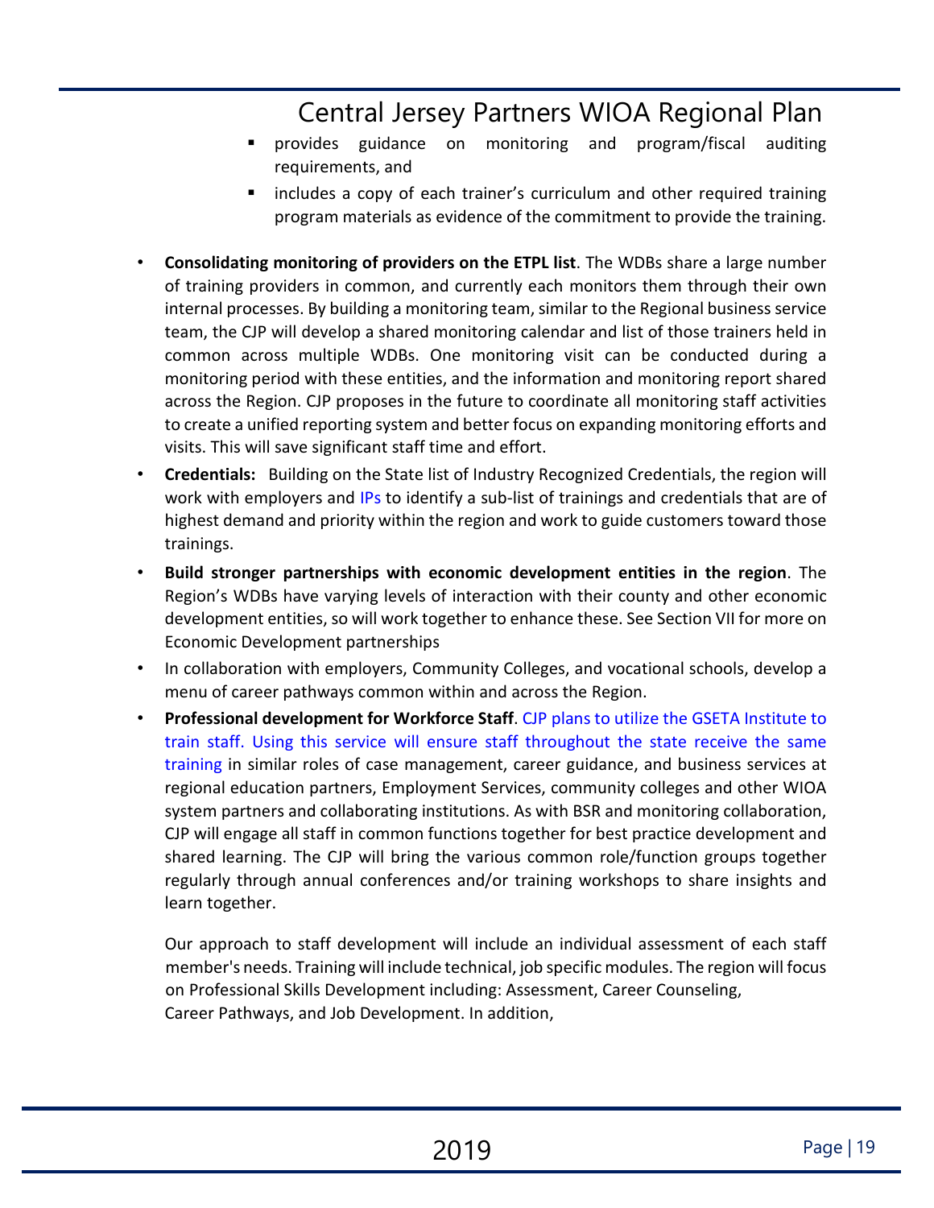- provides guidance on monitoring and program/fiscal auditing requirements, and
  - includes a copy of each trainer's curriculum and other required training program materials as evidence of the commitment to provide the training.

- **Consolidating monitoring of providers on the ETPL list**. The WDBs share a large number of training providers in common, and currently each monitors them through their own internal processes. By building a monitoring team, similar to the Regional business service team, the CJP will develop a shared monitoring calendar and list of those trainers held in common across multiple WDBs. One monitoring visit can be conducted during a monitoring period with these entities, and the information and monitoring report shared across the Region. CJP proposes in the future to coordinate all monitoring staff activities to create a unified reporting system and better focus on expanding monitoring efforts and visits. This will save significant staff time and effort.
- **Credentials:** Building on the State list of Industry Recognized Credentials, the region will work with employers and IPs to identify a sub-list of trainings and credentials that are of highest demand and priority within the region and work to guide customers toward those trainings.
- **Build stronger partnerships with economic development entities in the region**. The Region's WDBs have varying levels of interaction with their county and other economic development entities, so will work together to enhance these. See Section VII for more on Economic Development partnerships
- In collaboration with employers, Community Colleges, and vocational schools, develop a menu of career pathways common within and across the Region.
- **Professional development for Workforce Staff**. CJP plans to utilize the GSETA Institute to train staff. Using this service will ensure staff throughout the state receive the same training in similar roles of case management, career guidance, and business services at regional education partners, Employment Services, community colleges and other WIOA system partners and collaborating institutions. As with BSR and monitoring collaboration, CJP will engage all staff in common functions together for best practice development and shared learning. The CJP will bring the various common role/function groups together regularly through annual conferences and/or training workshops to share insights and learn together.

  Our approach to staff development will include an individual assessment of each staff member's needs. Training will include technical, job specific modules. The region will focus on Professional Skills Development including: Assessment, Career Counseling, Career Pathways, and Job Development. In addition,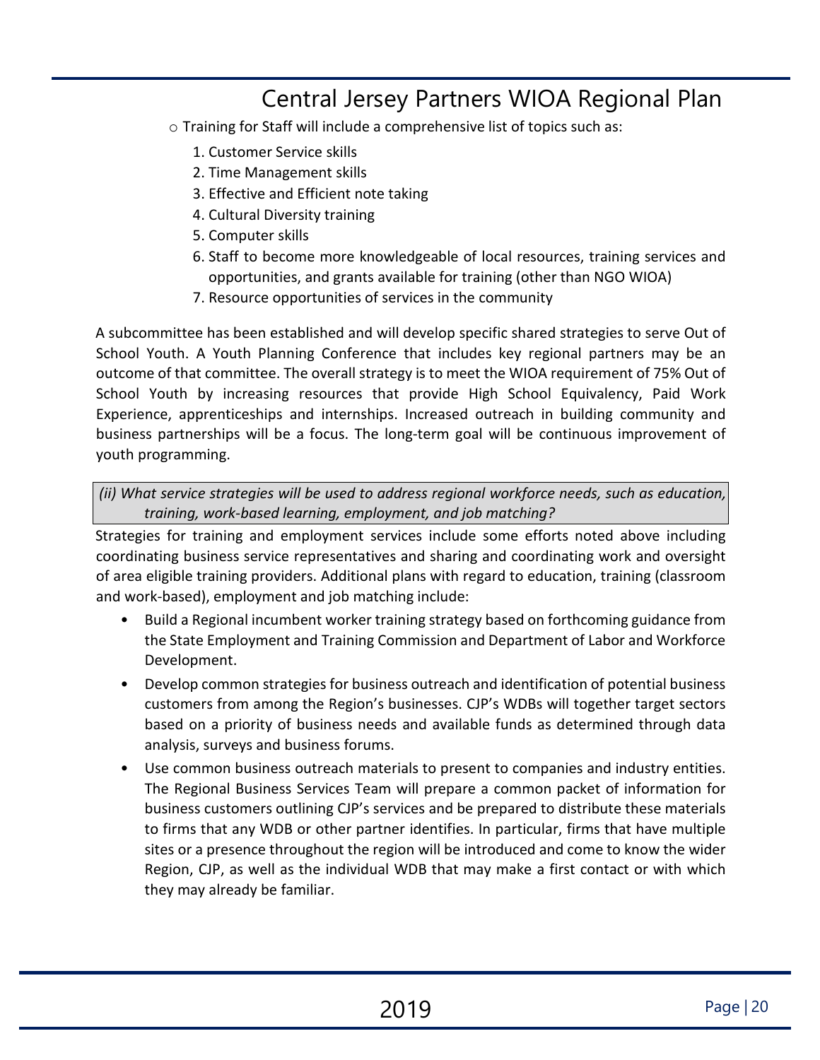- Training for Staff will include a comprehensive list of topics such as:
  1. Customer Service skills
  2. Time Management skills
  3. Effective and Efficient note taking
  4. Cultural Diversity training
  5. Computer skills
  6. Staff to become more knowledgeable of local resources, training services and opportunities, and grants available for training (other than NGO WIOA)
  7. Resource opportunities of services in the community

A subcommittee has been established and will develop specific shared strategies to serve Out of School Youth. A Youth Planning Conference that includes key regional partners may be an outcome of that committee. The overall strategy is to meet the WIOA requirement of 75% Out of School Youth by increasing resources that provide High School Equivalency, Paid Work Experience, apprenticeships and internships. Increased outreach in building community and business partnerships will be a focus. The long-term goal will be continuous improvement of youth programming.

*(ii) What service strategies will be used to address regional workforce needs, such as education, training, work-based learning, employment, and job matching?*

Strategies for training and employment services include some efforts noted above including coordinating business service representatives and sharing and coordinating work and oversight of area eligible training providers. Additional plans with regard to education, training (classroom and work-based), employment and job matching include:

- Build a Regional incumbent worker training strategy based on forthcoming guidance from the State Employment and Training Commission and Department of Labor and Workforce Development.
- Develop common strategies for business outreach and identification of potential business customers from among the Region's businesses. CJP's WDBs will together target sectors based on a priority of business needs and available funds as determined through data analysis, surveys and business forums.
- Use common business outreach materials to present to companies and industry entities. The Regional Business Services Team will prepare a common packet of information for business customers outlining CJP's services and be prepared to distribute these materials to firms that any WDB or other partner identifies. In particular, firms that have multiple sites or a presence throughout the region will be introduced and come to know the wider Region, CJP, as well as the individual WDB that may make a first contact or with which they may already be familiar.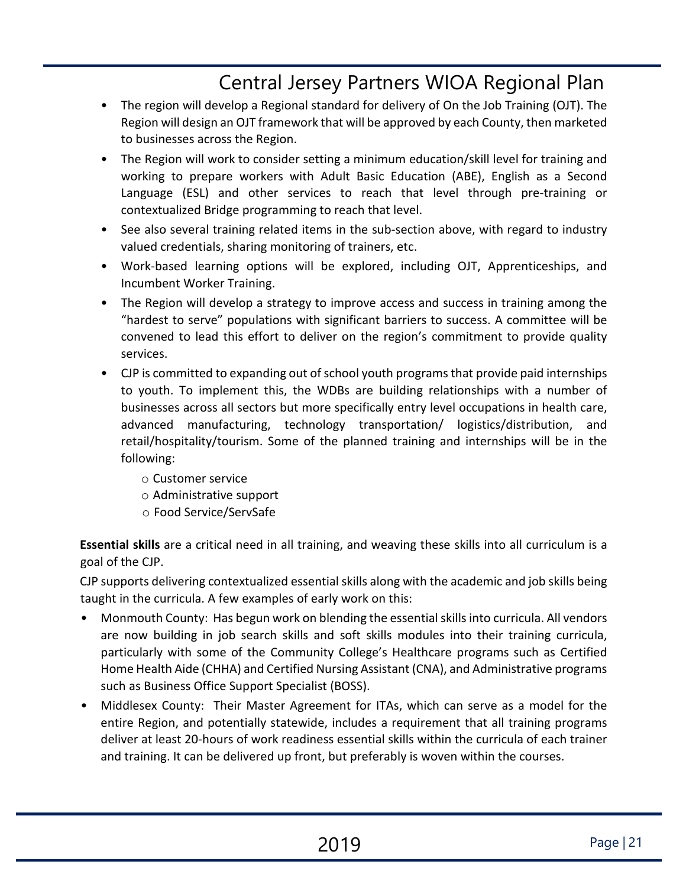- The region will develop a Regional standard for delivery of On the Job Training (OJT). The Region will design an OJT framework that will be approved by each County, then marketed to businesses across the Region.
- The Region will work to consider setting a minimum education/skill level for training and working to prepare workers with Adult Basic Education (ABE), English as a Second Language (ESL) and other services to reach that level through pre-training or contextualized Bridge programming to reach that level.
- See also several training related items in the sub-section above, with regard to industry valued credentials, sharing monitoring of trainers, etc.
- Work-based learning options will be explored, including OJT, Apprenticeships, and Incumbent Worker Training.
- The Region will develop a strategy to improve access and success in training among the "hardest to serve" populations with significant barriers to success. A committee will be convened to lead this effort to deliver on the region's commitment to provide quality services.
- CJP is committed to expanding out of school youth programs that provide paid internships to youth. To implement this, the WDBs are building relationships with a number of businesses across all sectors but more specifically entry level occupations in health care, advanced manufacturing, technology transportation/ logistics/distribution, and retail/hospitality/tourism. Some of the planned training and internships will be in the following:
  - Customer service
  - Administrative support
  - Food Service/ServSafe

**Essential skills** are a critical need in all training, and weaving these skills into all curriculum is a goal of the CJP.

CJP supports delivering contextualized essential skills along with the academic and job skills being taught in the curricula. A few examples of early work on this:

- Monmouth County: Has begun work on blending the essential skills into curricula. All vendors are now building in job search skills and soft skills modules into their training curricula, particularly with some of the Community College's Healthcare programs such as Certified Home Health Aide (CHHA) and Certified Nursing Assistant (CNA), and Administrative programs such as Business Office Support Specialist (BOSS).
- Middlesex County: Their Master Agreement for ITAs, which can serve as a model for the entire Region, and potentially statewide, includes a requirement that all training programs deliver at least 20-hours of work readiness essential skills within the curricula of each trainer and training. It can be delivered up front, but preferably is woven within the courses.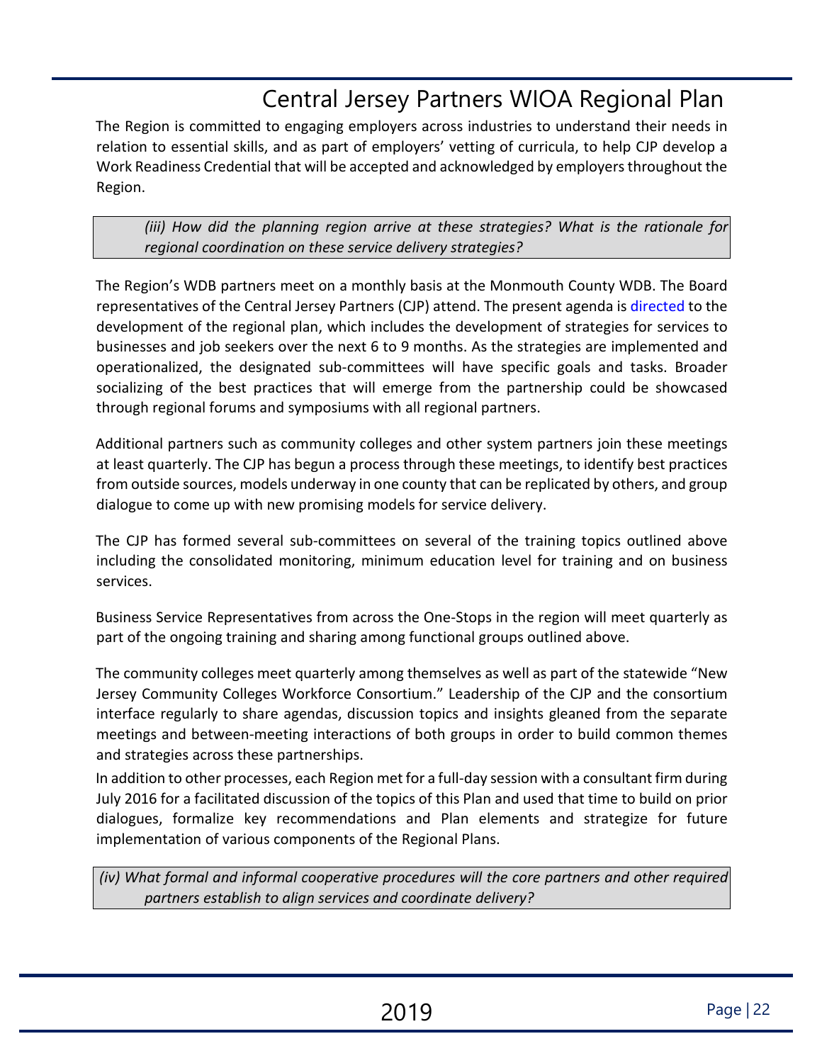The Region is committed to engaging employers across industries to understand their needs in relation to essential skills, and as part of employers' vetting of curricula, to help CJP develop a Work Readiness Credential that will be accepted and acknowledged by employers throughout the Region.

*(iii) How did the planning region arrive at these strategies? What is the rationale for regional coordination on these service delivery strategies?*

The Region's WDB partners meet on a monthly basis at the Monmouth County WDB. The Board representatives of the Central Jersey Partners (CJP) attend. The present agenda is directed to the development of the regional plan, which includes the development of strategies for services to businesses and job seekers over the next 6 to 9 months. As the strategies are implemented and operationalized, the designated sub-committees will have specific goals and tasks. Broader socializing of the best practices that will emerge from the partnership could be showcased through regional forums and symposiums with all regional partners.

Additional partners such as community colleges and other system partners join these meetings at least quarterly. The CJP has begun a process through these meetings, to identify best practices from outside sources, models underway in one county that can be replicated by others, and group dialogue to come up with new promising models for service delivery.

The CJP has formed several sub-committees on several of the training topics outlined above including the consolidated monitoring, minimum education level for training and on business services.

Business Service Representatives from across the One-Stops in the region will meet quarterly as part of the ongoing training and sharing among functional groups outlined above.

The community colleges meet quarterly among themselves as well as part of the statewide "New Jersey Community Colleges Workforce Consortium." Leadership of the CJP and the consortium interface regularly to share agendas, discussion topics and insights gleaned from the separate meetings and between-meeting interactions of both groups in order to build common themes and strategies across these partnerships.

In addition to other processes, each Region met for a full-day session with a consultant firm during July 2016 for a facilitated discussion of the topics of this Plan and used that time to build on prior dialogues, formalize key recommendations and Plan elements and strategize for future implementation of various components of the Regional Plans.

*(iv) What formal and informal cooperative procedures will the core partners and other required partners establish to align services and coordinate delivery?*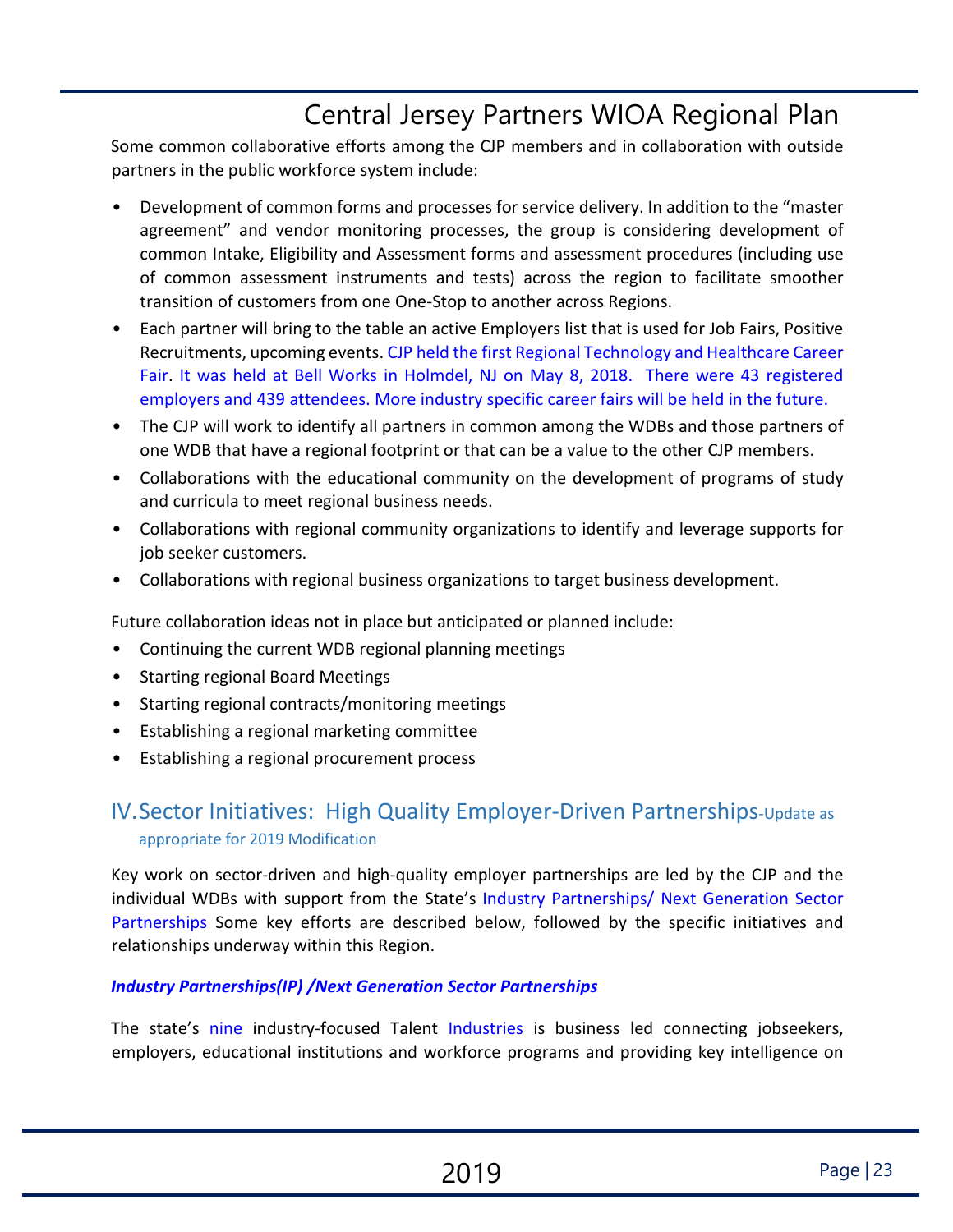Some common collaborative efforts among the CJP members and in collaboration with outside partners in the public workforce system include:

- Development of common forms and processes for service delivery. In addition to the "master agreement" and vendor monitoring processes, the group is considering development of common Intake, Eligibility and Assessment forms and assessment procedures (including use of common assessment instruments and tests) across the region to facilitate smoother transition of customers from one One-Stop to another across Regions.
- Each partner will bring to the table an active Employers list that is used for Job Fairs, Positive Recruitments, upcoming events. CJP held the first Regional Technology and Healthcare Career Fair. It was held at Bell Works in Holmdel, NJ on May 8, 2018. There were 43 registered employers and 439 attendees. More industry specific career fairs will be held in the future.
- The CJP will work to identify all partners in common among the WDBs and those partners of one WDB that have a regional footprint or that can be a value to the other CJP members.
- Collaborations with the educational community on the development of programs of study and curricula to meet regional business needs.
- Collaborations with regional community organizations to identify and leverage supports for job seeker customers.
- Collaborations with regional business organizations to target business development.

Future collaboration ideas not in place but anticipated or planned include:

- Continuing the current WDB regional planning meetings
- Starting regional Board Meetings
- Starting regional contracts/monitoring meetings
- Establishing a regional marketing committee
- Establishing a regional procurement process

## IV. Sector Initiatives: High Quality Employer-Driven Partnerships-Update as appropriate for 2019 Modification

Key work on sector-driven and high-quality employer partnerships are led by the CJP and the individual WDBs with support from the State's Industry Partnerships/ Next Generation Sector Partnerships Some key efforts are described below, followed by the specific initiatives and relationships underway within this Region.

***Industry Partnerships(IP) /Next Generation Sector Partnerships***

The state's nine industry-focused Talent Industries is business led connecting jobseekers, employers, educational institutions and workforce programs and providing key intelligence on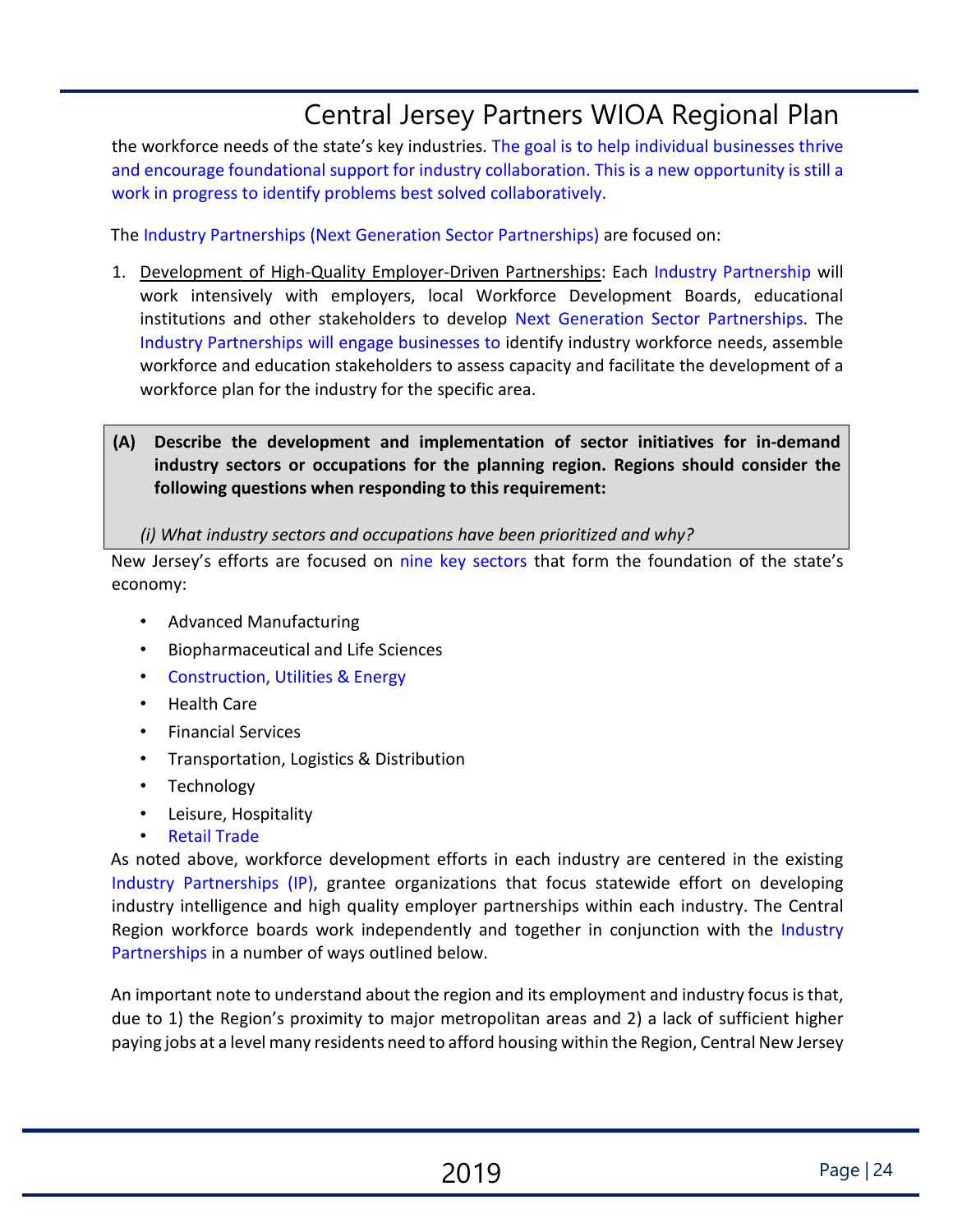the workforce needs of the state's key industries. The goal is to help individual businesses thrive and encourage foundational support for industry collaboration. This is a new opportunity is still a work in progress to identify problems best solved collaboratively.

The Industry Partnerships (Next Generation Sector Partnerships) are focused on:

1. Development of High-Quality Employer-Driven Partnerships: Each Industry Partnership will work intensively with employers, local Workforce Development Boards, educational institutions and other stakeholders to develop Next Generation Sector Partnerships. The Industry Partnerships will engage businesses to identify industry workforce needs, assemble workforce and education stakeholders to assess capacity and facilitate the development of a workforce plan for the industry for the specific area.

**(A) Describe the development and implementation of sector initiatives for in-demand industry sectors or occupations for the planning region. Regions should consider the following questions when responding to this requirement:**

*(i) What industry sectors and occupations have been prioritized and why?*

New Jersey's efforts are focused on nine key sectors that form the foundation of the state's economy:

- Advanced Manufacturing
- Biopharmaceutical and Life Sciences
- Construction, Utilities & Energy
- Health Care
- Financial Services
- Transportation, Logistics & Distribution
- Technology
- Leisure, Hospitality
- Retail Trade

As noted above, workforce development efforts in each industry are centered in the existing Industry Partnerships (IP), grantee organizations that focus statewide effort on developing industry intelligence and high quality employer partnerships within each industry. The Central Region workforce boards work independently and together in conjunction with the Industry Partnerships in a number of ways outlined below.

An important note to understand about the region and its employment and industry focus is that, due to 1) the Region's proximity to major metropolitan areas and 2) a lack of sufficient higher paying jobs at a level many residents need to afford housing within the Region, Central New Jersey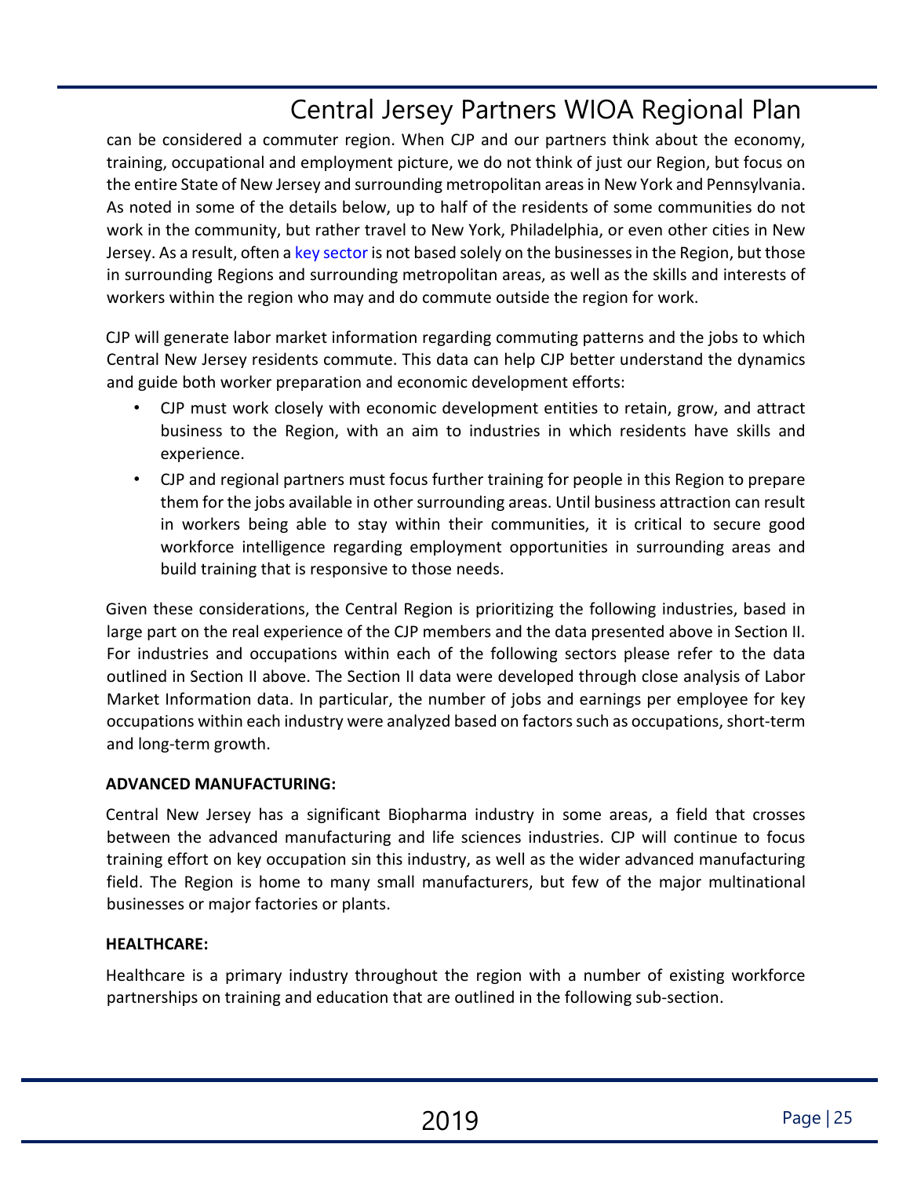can be considered a commuter region. When CJP and our partners think about the economy, training, occupational and employment picture, we do not think of just our Region, but focus on the entire State of New Jersey and surrounding metropolitan areas in New York and Pennsylvania. As noted in some of the details below, up to half of the residents of some communities do not work in the community, but rather travel to New York, Philadelphia, or even other cities in New Jersey. As a result, often a key sector is not based solely on the businesses in the Region, but those in surrounding Regions and surrounding metropolitan areas, as well as the skills and interests of workers within the region who may and do commute outside the region for work.

CJP will generate labor market information regarding commuting patterns and the jobs to which Central New Jersey residents commute. This data can help CJP better understand the dynamics and guide both worker preparation and economic development efforts:

- CJP must work closely with economic development entities to retain, grow, and attract business to the Region, with an aim to industries in which residents have skills and experience.
- CJP and regional partners must focus further training for people in this Region to prepare them for the jobs available in other surrounding areas. Until business attraction can result in workers being able to stay within their communities, it is critical to secure good workforce intelligence regarding employment opportunities in surrounding areas and build training that is responsive to those needs.

Given these considerations, the Central Region is prioritizing the following industries, based in large part on the real experience of the CJP members and the data presented above in Section II. For industries and occupations within each of the following sectors please refer to the data outlined in Section II above. The Section II data were developed through close analysis of Labor Market Information data. In particular, the number of jobs and earnings per employee for key occupations within each industry were analyzed based on factors such as occupations, short-term and long-term growth.

**ADVANCED MANUFACTURING:**

Central New Jersey has a significant Biopharma industry in some areas, a field that crosses between the advanced manufacturing and life sciences industries. CJP will continue to focus training effort on key occupation sin this industry, as well as the wider advanced manufacturing field. The Region is home to many small manufacturers, but few of the major multinational businesses or major factories or plants.

**HEALTHCARE:**

Healthcare is a primary industry throughout the region with a number of existing workforce partnerships on training and education that are outlined in the following sub-section.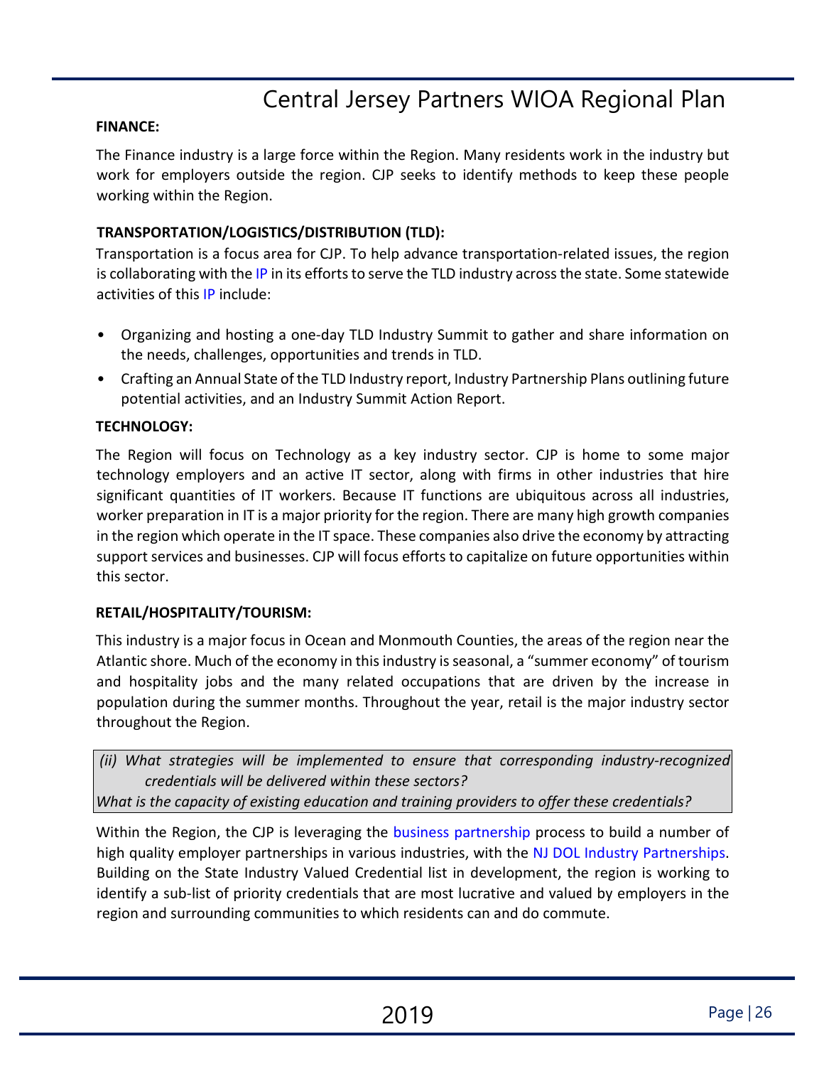**FINANCE:**

The Finance industry is a large force within the Region. Many residents work in the industry but work for employers outside the region. CJP seeks to identify methods to keep these people working within the Region.

**TRANSPORTATION/LOGISTICS/DISTRIBUTION (TLD):**

Transportation is a focus area for CJP. To help advance transportation-related issues, the region is collaborating with the IP in its efforts to serve the TLD industry across the state. Some statewide activities of this IP include:

- Organizing and hosting a one-day TLD Industry Summit to gather and share information on the needs, challenges, opportunities and trends in TLD.
- Crafting an Annual State of the TLD Industry report, Industry Partnership Plans outlining future potential activities, and an Industry Summit Action Report.

**TECHNOLOGY:**

The Region will focus on Technology as a key industry sector. CJP is home to some major technology employers and an active IT sector, along with firms in other industries that hire significant quantities of IT workers. Because IT functions are ubiquitous across all industries, worker preparation in IT is a major priority for the region. There are many high growth companies in the region which operate in the IT space. These companies also drive the economy by attracting support services and businesses. CJP will focus efforts to capitalize on future opportunities within this sector.

**RETAIL/HOSPITALITY/TOURISM:**

This industry is a major focus in Ocean and Monmouth Counties, the areas of the region near the Atlantic shore. Much of the economy in this industry is seasonal, a "summer economy" of tourism and hospitality jobs and the many related occupations that are driven by the increase in population during the summer months. Throughout the year, retail is the major industry sector throughout the Region.

*(ii) What strategies will be implemented to ensure that corresponding industry-recognized credentials will be delivered within these sectors?*
*What is the capacity of existing education and training providers to offer these credentials?*

Within the Region, the CJP is leveraging the business partnership process to build a number of high quality employer partnerships in various industries, with the NJ DOL Industry Partnerships. Building on the State Industry Valued Credential list in development, the region is working to identify a sub-list of priority credentials that are most lucrative and valued by employers in the region and surrounding communities to which residents can and do commute.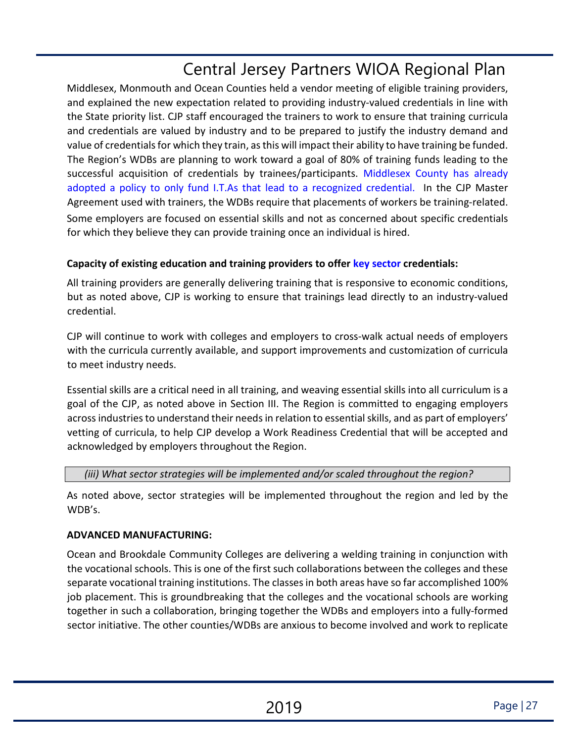Middlesex, Monmouth and Ocean Counties held a vendor meeting of eligible training providers, and explained the new expectation related to providing industry-valued credentials in line with the State priority list. CJP staff encouraged the trainers to work to ensure that training curricula and credentials are valued by industry and to be prepared to justify the industry demand and value of credentials for which they train, as this will impact their ability to have training be funded. The Region's WDBs are planning to work toward a goal of 80% of training funds leading to the successful acquisition of credentials by trainees/participants. Middlesex County has already adopted a policy to only fund I.T.As that lead to a recognized credential. In the CJP Master Agreement used with trainers, the WDBs require that placements of workers be training-related. Some employers are focused on essential skills and not as concerned about specific credentials for which they believe they can provide training once an individual is hired.

**Capacity of existing education and training providers to offer key sector credentials:**

All training providers are generally delivering training that is responsive to economic conditions, but as noted above, CJP is working to ensure that trainings lead directly to an industry-valued credential.

CJP will continue to work with colleges and employers to cross-walk actual needs of employers with the curricula currently available, and support improvements and customization of curricula to meet industry needs.

Essential skills are a critical need in all training, and weaving essential skills into all curriculum is a goal of the CJP, as noted above in Section III. The Region is committed to engaging employers across industries to understand their needs in relation to essential skills, and as part of employers' vetting of curricula, to help CJP develop a Work Readiness Credential that will be accepted and acknowledged by employers throughout the Region.

*(iii) What sector strategies will be implemented and/or scaled throughout the region?*

As noted above, sector strategies will be implemented throughout the region and led by the WDB's.

**ADVANCED MANUFACTURING:**

Ocean and Brookdale Community Colleges are delivering a welding training in conjunction with the vocational schools. This is one of the first such collaborations between the colleges and these separate vocational training institutions. The classes in both areas have so far accomplished 100% job placement. This is groundbreaking that the colleges and the vocational schools are working together in such a collaboration, bringing together the WDBs and employers into a fully-formed sector initiative. The other counties/WDBs are anxious to become involved and work to replicate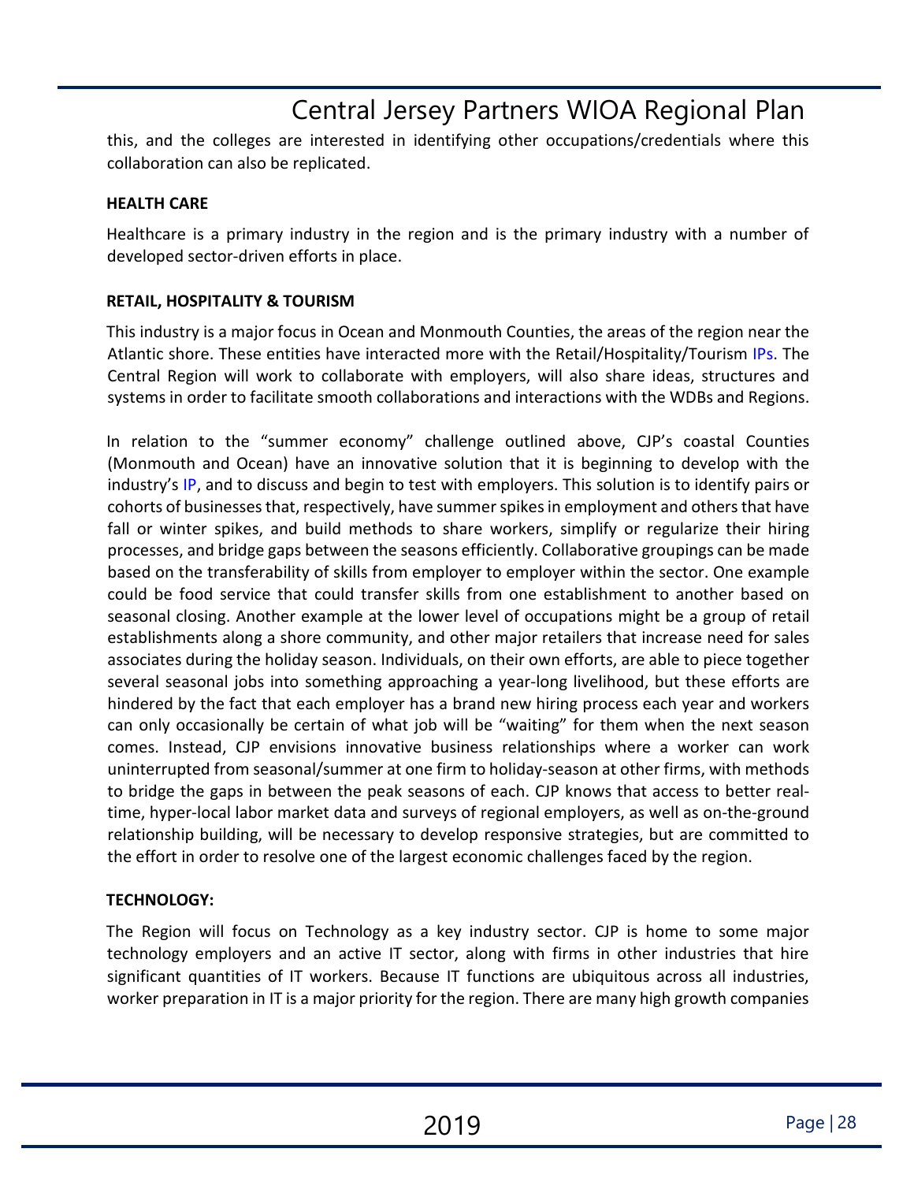this, and the colleges are interested in identifying other occupations/credentials where this collaboration can also be replicated.

**HEALTH CARE**

Healthcare is a primary industry in the region and is the primary industry with a number of developed sector-driven efforts in place.

**RETAIL, HOSPITALITY & TOURISM**

This industry is a major focus in Ocean and Monmouth Counties, the areas of the region near the Atlantic shore. These entities have interacted more with the Retail/Hospitality/Tourism IPs. The Central Region will work to collaborate with employers, will also share ideas, structures and systems in order to facilitate smooth collaborations and interactions with the WDBs and Regions.

In relation to the "summer economy" challenge outlined above, CJP's coastal Counties (Monmouth and Ocean) have an innovative solution that it is beginning to develop with the industry's IP, and to discuss and begin to test with employers. This solution is to identify pairs or cohorts of businesses that, respectively, have summer spikes in employment and others that have fall or winter spikes, and build methods to share workers, simplify or regularize their hiring processes, and bridge gaps between the seasons efficiently. Collaborative groupings can be made based on the transferability of skills from employer to employer within the sector. One example could be food service that could transfer skills from one establishment to another based on seasonal closing. Another example at the lower level of occupations might be a group of retail establishments along a shore community, and other major retailers that increase need for sales associates during the holiday season. Individuals, on their own efforts, are able to piece together several seasonal jobs into something approaching a year-long livelihood, but these efforts are hindered by the fact that each employer has a brand new hiring process each year and workers can only occasionally be certain of what job will be "waiting" for them when the next season comes. Instead, CJP envisions innovative business relationships where a worker can work uninterrupted from seasonal/summer at one firm to holiday-season at other firms, with methods to bridge the gaps in between the peak seasons of each. CJP knows that access to better real-time, hyper-local labor market data and surveys of regional employers, as well as on-the-ground relationship building, will be necessary to develop responsive strategies, but are committed to the effort in order to resolve one of the largest economic challenges faced by the region.

**TECHNOLOGY:**

The Region will focus on Technology as a key industry sector. CJP is home to some major technology employers and an active IT sector, along with firms in other industries that hire significant quantities of IT workers. Because IT functions are ubiquitous across all industries, worker preparation in IT is a major priority for the region. There are many high growth companies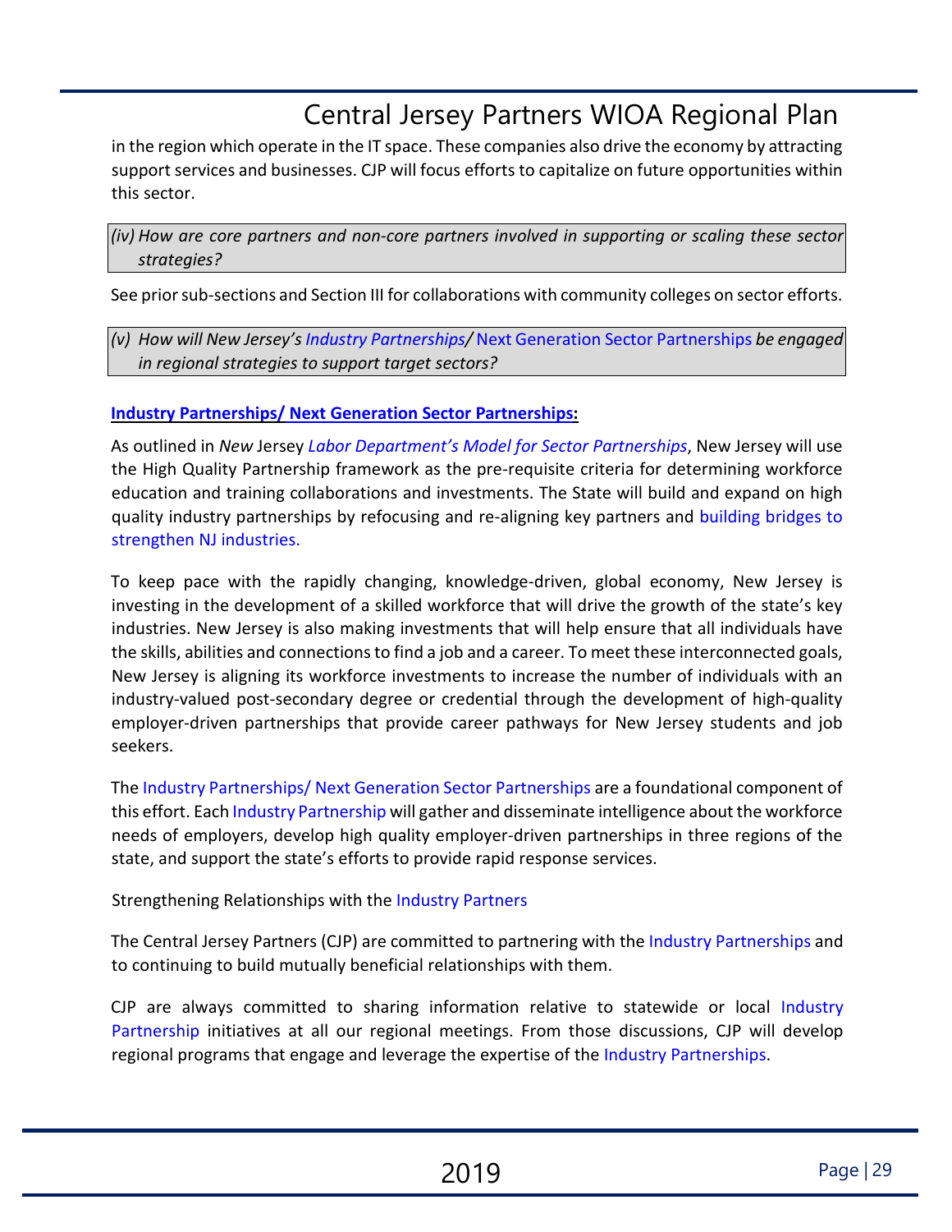in the region which operate in the IT space. These companies also drive the economy by attracting support services and businesses. CJP will focus efforts to capitalize on future opportunities within this sector.

*(iv) How are core partners and non-core partners involved in supporting or scaling these sector strategies?*

See prior sub-sections and Section III for collaborations with community colleges on sector efforts.

*(v) How will New Jersey's Industry Partnerships/ Next Generation Sector Partnerships be engaged in regional strategies to support target sectors?*

**Industry Partnerships/ Next Generation Sector Partnerships:**

As outlined in *New* Jersey *Labor Department's Model for Sector Partnerships*, New Jersey will use the High Quality Partnership framework as the pre-requisite criteria for determining workforce education and training collaborations and investments. The State will build and expand on high quality industry partnerships by refocusing and re-aligning key partners and building bridges to strengthen NJ industries.

To keep pace with the rapidly changing, knowledge-driven, global economy, New Jersey is investing in the development of a skilled workforce that will drive the growth of the state's key industries. New Jersey is also making investments that will help ensure that all individuals have the skills, abilities and connections to find a job and a career. To meet these interconnected goals, New Jersey is aligning its workforce investments to increase the number of individuals with an industry-valued post-secondary degree or credential through the development of high-quality employer-driven partnerships that provide career pathways for New Jersey students and job seekers.

The Industry Partnerships/ Next Generation Sector Partnerships are a foundational component of this effort. Each Industry Partnership will gather and disseminate intelligence about the workforce needs of employers, develop high quality employer-driven partnerships in three regions of the state, and support the state's efforts to provide rapid response services.

Strengthening Relationships with the Industry Partners

The Central Jersey Partners (CJP) are committed to partnering with the Industry Partnerships and to continuing to build mutually beneficial relationships with them.

CJP are always committed to sharing information relative to statewide or local Industry Partnership initiatives at all our regional meetings. From those discussions, CJP will develop regional programs that engage and leverage the expertise of the Industry Partnerships.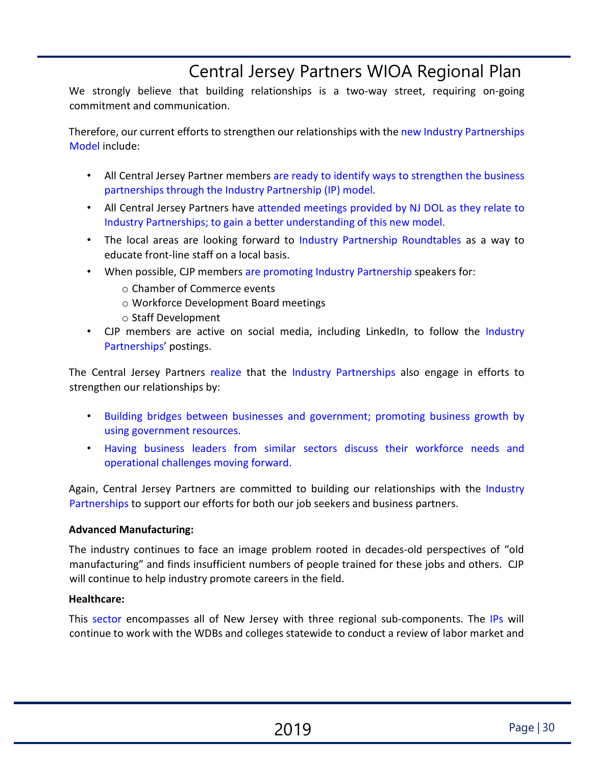We strongly believe that building relationships is a two-way street, requiring on-going commitment and communication.

Therefore, our current efforts to strengthen our relationships with the new Industry Partnerships Model include:

- All Central Jersey Partner members are ready to identify ways to strengthen the business partnerships through the Industry Partnership (IP) model.
- All Central Jersey Partners have attended meetings provided by NJ DOL as they relate to Industry Partnerships; to gain a better understanding of this new model.
- The local areas are looking forward to Industry Partnership Roundtables as a way to educate front-line staff on a local basis.
- When possible, CJP members are promoting Industry Partnership speakers for:
  - Chamber of Commerce events
  - Workforce Development Board meetings
  - Staff Development
- CJP members are active on social media, including LinkedIn, to follow the Industry Partnerships' postings.

The Central Jersey Partners realize that the Industry Partnerships also engage in efforts to strengthen our relationships by:

- Building bridges between businesses and government; promoting business growth by using government resources.
- Having business leaders from similar sectors discuss their workforce needs and operational challenges moving forward.

Again, Central Jersey Partners are committed to building our relationships with the Industry Partnerships to support our efforts for both our job seekers and business partners.

**Advanced Manufacturing:**

The industry continues to face an image problem rooted in decades-old perspectives of "old manufacturing" and finds insufficient numbers of people trained for these jobs and others. CJP will continue to help industry promote careers in the field.

**Healthcare:**

This sector encompasses all of New Jersey with three regional sub-components. The IPs will continue to work with the WDBs and colleges statewide to conduct a review of labor market and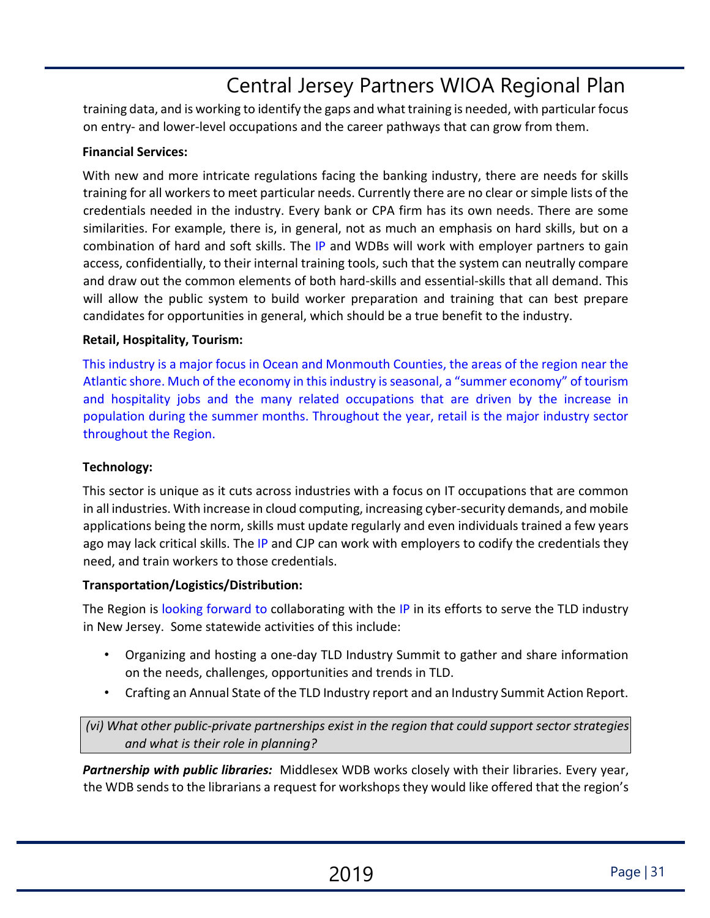training data, and is working to identify the gaps and what training is needed, with particular focus on entry- and lower-level occupations and the career pathways that can grow from them.

**Financial Services:**

With new and more intricate regulations facing the banking industry, there are needs for skills training for all workers to meet particular needs. Currently there are no clear or simple lists of the credentials needed in the industry. Every bank or CPA firm has its own needs. There are some similarities. For example, there is, in general, not as much an emphasis on hard skills, but on a combination of hard and soft skills. The IP and WDBs will work with employer partners to gain access, confidentially, to their internal training tools, such that the system can neutrally compare and draw out the common elements of both hard-skills and essential-skills that all demand. This will allow the public system to build worker preparation and training that can best prepare candidates for opportunities in general, which should be a true benefit to the industry.

**Retail, Hospitality, Tourism:**

This industry is a major focus in Ocean and Monmouth Counties, the areas of the region near the Atlantic shore. Much of the economy in this industry is seasonal, a "summer economy" of tourism and hospitality jobs and the many related occupations that are driven by the increase in population during the summer months. Throughout the year, retail is the major industry sector throughout the Region.

**Technology:**

This sector is unique as it cuts across industries with a focus on IT occupations that are common in all industries. With increase in cloud computing, increasing cyber-security demands, and mobile applications being the norm, skills must update regularly and even individuals trained a few years ago may lack critical skills. The IP and CJP can work with employers to codify the credentials they need, and train workers to those credentials.

**Transportation/Logistics/Distribution:**

The Region is looking forward to collaborating with the IP in its efforts to serve the TLD industry in New Jersey. Some statewide activities of this include:

- Organizing and hosting a one-day TLD Industry Summit to gather and share information on the needs, challenges, opportunities and trends in TLD.
- Crafting an Annual State of the TLD Industry report and an Industry Summit Action Report.

*(vi) What other public-private partnerships exist in the region that could support sector strategies and what is their role in planning?*

***Partnership with public libraries:*** Middlesex WDB works closely with their libraries. Every year, the WDB sends to the librarians a request for workshops they would like offered that the region's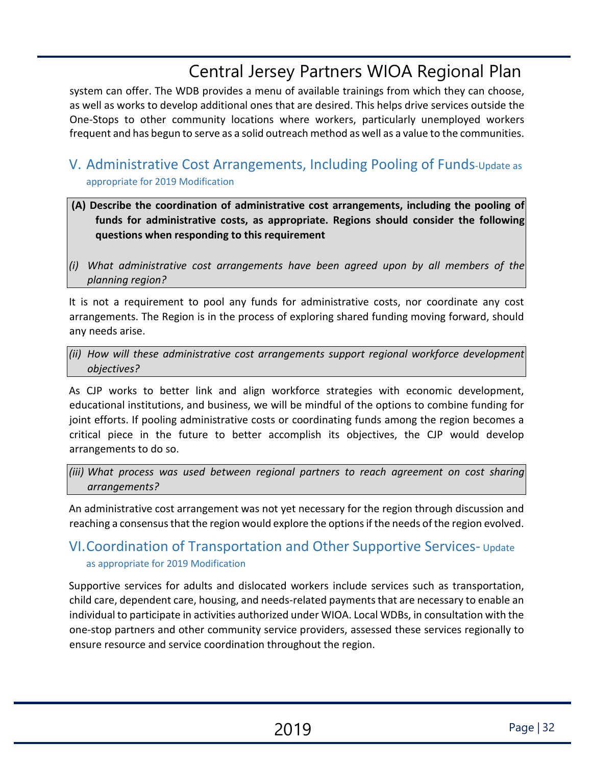system can offer. The WDB provides a menu of available trainings from which they can choose, as well as works to develop additional ones that are desired. This helps drive services outside the One-Stops to other community locations where workers, particularly unemployed workers frequent and has begun to serve as a solid outreach method as well as a value to the communities.

## V. Administrative Cost Arrangements, Including Pooling of Funds-Update as appropriate for 2019 Modification

**(A) Describe the coordination of administrative cost arrangements, including the pooling of funds for administrative costs, as appropriate. Regions should consider the following questions when responding to this requirement**

*(i) What administrative cost arrangements have been agreed upon by all members of the planning region?*

It is not a requirement to pool any funds for administrative costs, nor coordinate any cost arrangements. The Region is in the process of exploring shared funding moving forward, should any needs arise.

*(ii) How will these administrative cost arrangements support regional workforce development objectives?*

As CJP works to better link and align workforce strategies with economic development, educational institutions, and business, we will be mindful of the options to combine funding for joint efforts. If pooling administrative costs or coordinating funds among the region becomes a critical piece in the future to better accomplish its objectives, the CJP would develop arrangements to do so.

*(iii) What process was used between regional partners to reach agreement on cost sharing arrangements?*

An administrative cost arrangement was not yet necessary for the region through discussion and reaching a consensus that the region would explore the options if the needs of the region evolved.

## VI. Coordination of Transportation and Other Supportive Services- Update as appropriate for 2019 Modification

Supportive services for adults and dislocated workers include services such as transportation, child care, dependent care, housing, and needs-related payments that are necessary to enable an individual to participate in activities authorized under WIOA. Local WDBs, in consultation with the one-stop partners and other community service providers, assessed these services regionally to ensure resource and service coordination throughout the region.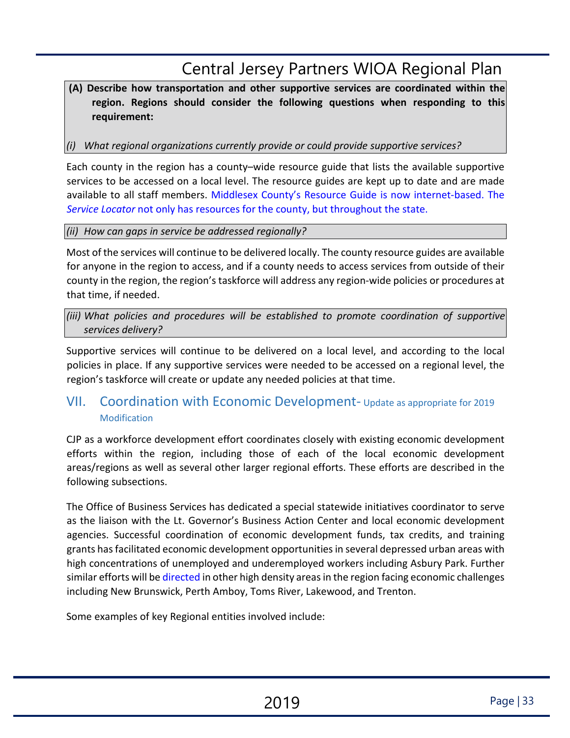**(A) Describe how transportation and other supportive services are coordinated within the region. Regions should consider the following questions when responding to this requirement:**

*(i) What regional organizations currently provide or could provide supportive services?*

Each county in the region has a county–wide resource guide that lists the available supportive services to be accessed on a local level. The resource guides are kept up to date and are made available to all staff members. Middlesex County's Resource Guide is now internet-based. The *Service Locator* not only has resources for the county, but throughout the state.

*(ii) How can gaps in service be addressed regionally?*

Most of the services will continue to be delivered locally. The county resource guides are available for anyone in the region to access, and if a county needs to access services from outside of their county in the region, the region's taskforce will address any region-wide policies or procedures at that time, if needed.

*(iii) What policies and procedures will be established to promote coordination of supportive services delivery?*

Supportive services will continue to be delivered on a local level, and according to the local policies in place. If any supportive services were needed to be accessed on a regional level, the region's taskforce will create or update any needed policies at that time.

## VII. Coordination with Economic Development- Update as appropriate for 2019 Modification

CJP as a workforce development effort coordinates closely with existing economic development efforts within the region, including those of each of the local economic development areas/regions as well as several other larger regional efforts. These efforts are described in the following subsections.

The Office of Business Services has dedicated a special statewide initiatives coordinator to serve as the liaison with the Lt. Governor's Business Action Center and local economic development agencies. Successful coordination of economic development funds, tax credits, and training grants has facilitated economic development opportunities in several depressed urban areas with high concentrations of unemployed and underemployed workers including Asbury Park. Further similar efforts will be directed in other high density areas in the region facing economic challenges including New Brunswick, Perth Amboy, Toms River, Lakewood, and Trenton.

Some examples of key Regional entities involved include: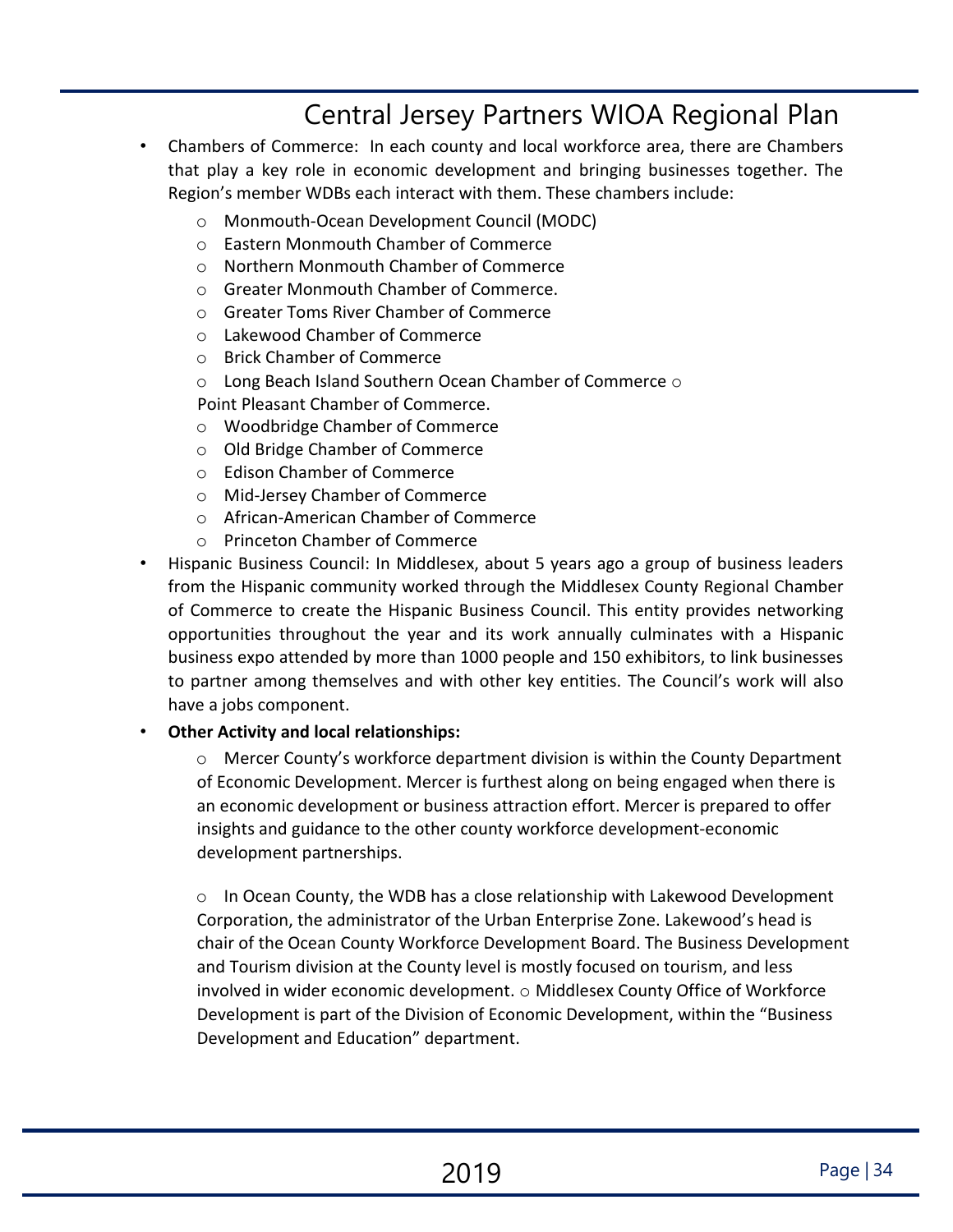- Chambers of Commerce: In each county and local workforce area, there are Chambers that play a key role in economic development and bringing businesses together. The Region's member WDBs each interact with them. These chambers include:
  - Monmouth-Ocean Development Council (MODC)
  - Eastern Monmouth Chamber of Commerce
  - Northern Monmouth Chamber of Commerce
  - Greater Monmouth Chamber of Commerce.
  - Greater Toms River Chamber of Commerce
  - Lakewood Chamber of Commerce
  - Brick Chamber of Commerce
  - Long Beach Island Southern Ocean Chamber of Commerce
  - Point Pleasant Chamber of Commerce.
  - Woodbridge Chamber of Commerce
  - Old Bridge Chamber of Commerce
  - Edison Chamber of Commerce
  - Mid-Jersey Chamber of Commerce
  - African-American Chamber of Commerce
  - Princeton Chamber of Commerce
- Hispanic Business Council: In Middlesex, about 5 years ago a group of business leaders from the Hispanic community worked through the Middlesex County Regional Chamber of Commerce to create the Hispanic Business Council. This entity provides networking opportunities throughout the year and its work annually culminates with a Hispanic business expo attended by more than 1000 people and 150 exhibitors, to link businesses to partner among themselves and with other key entities. The Council's work will also have a jobs component.
- **Other Activity and local relationships:**
  - Mercer County's workforce department division is within the County Department of Economic Development. Mercer is furthest along on being engaged when there is an economic development or business attraction effort. Mercer is prepared to offer insights and guidance to the other county workforce development-economic development partnerships.
  - In Ocean County, the WDB has a close relationship with Lakewood Development Corporation, the administrator of the Urban Enterprise Zone. Lakewood's head is chair of the Ocean County Workforce Development Board. The Business Development and Tourism division at the County level is mostly focused on tourism, and less involved in wider economic development.
  - Middlesex County Office of Workforce Development is part of the Division of Economic Development, within the "Business Development and Education" department.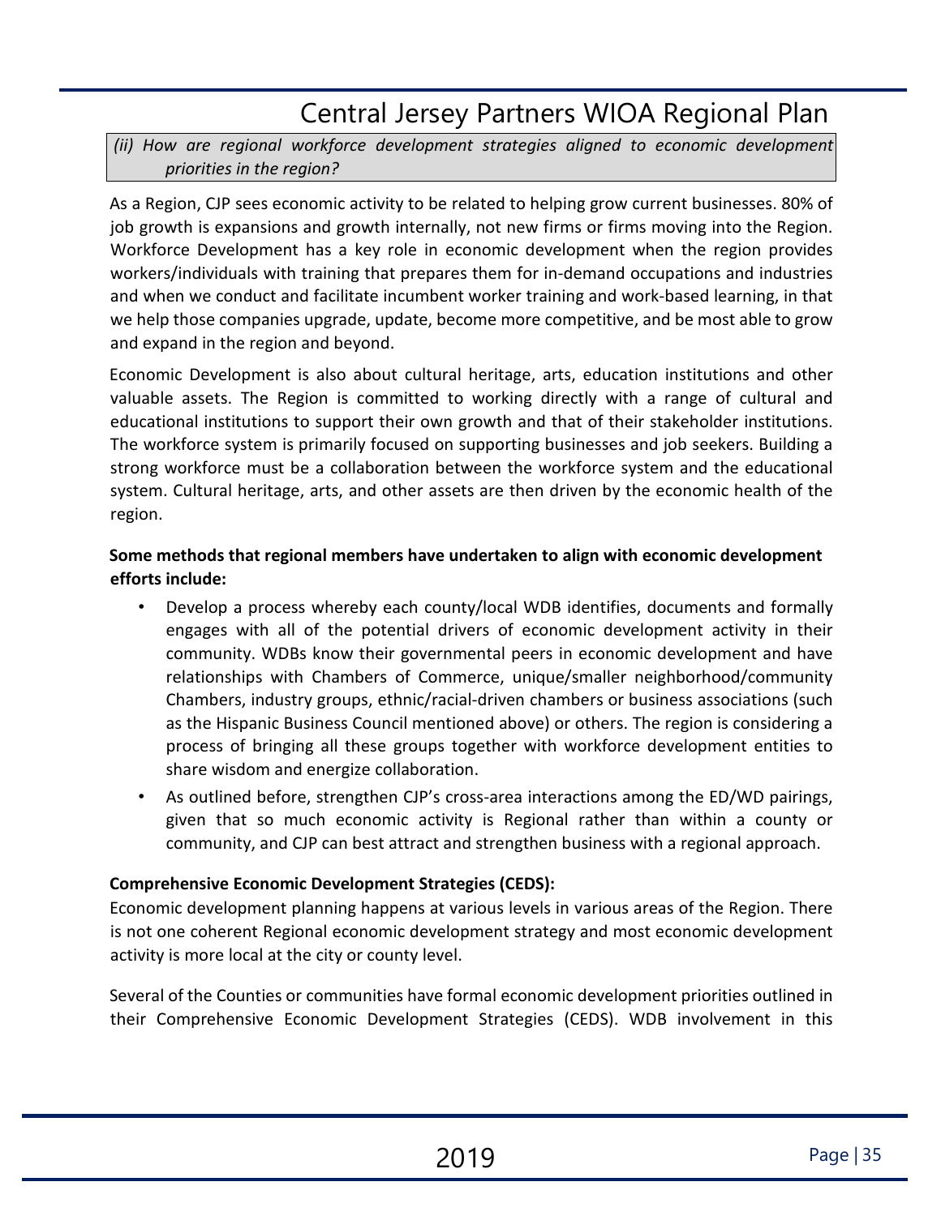*(ii) How are regional workforce development strategies aligned to economic development priorities in the region?*

As a Region, CJP sees economic activity to be related to helping grow current businesses. 80% of job growth is expansions and growth internally, not new firms or firms moving into the Region. Workforce Development has a key role in economic development when the region provides workers/individuals with training that prepares them for in-demand occupations and industries and when we conduct and facilitate incumbent worker training and work-based learning, in that we help those companies upgrade, update, become more competitive, and be most able to grow and expand in the region and beyond.

Economic Development is also about cultural heritage, arts, education institutions and other valuable assets. The Region is committed to working directly with a range of cultural and educational institutions to support their own growth and that of their stakeholder institutions. The workforce system is primarily focused on supporting businesses and job seekers. Building a strong workforce must be a collaboration between the workforce system and the educational system. Cultural heritage, arts, and other assets are then driven by the economic health of the region.

**Some methods that regional members have undertaken to align with economic development efforts include:**

- Develop a process whereby each county/local WDB identifies, documents and formally engages with all of the potential drivers of economic development activity in their community. WDBs know their governmental peers in economic development and have relationships with Chambers of Commerce, unique/smaller neighborhood/community Chambers, industry groups, ethnic/racial-driven chambers or business associations (such as the Hispanic Business Council mentioned above) or others. The region is considering a process of bringing all these groups together with workforce development entities to share wisdom and energize collaboration.
- As outlined before, strengthen CJP's cross-area interactions among the ED/WD pairings, given that so much economic activity is Regional rather than within a county or community, and CJP can best attract and strengthen business with a regional approach.

**Comprehensive Economic Development Strategies (CEDS):**

Economic development planning happens at various levels in various areas of the Region. There is not one coherent Regional economic development strategy and most economic development activity is more local at the city or county level.

Several of the Counties or communities have formal economic development priorities outlined in their Comprehensive Economic Development Strategies (CEDS). WDB involvement in this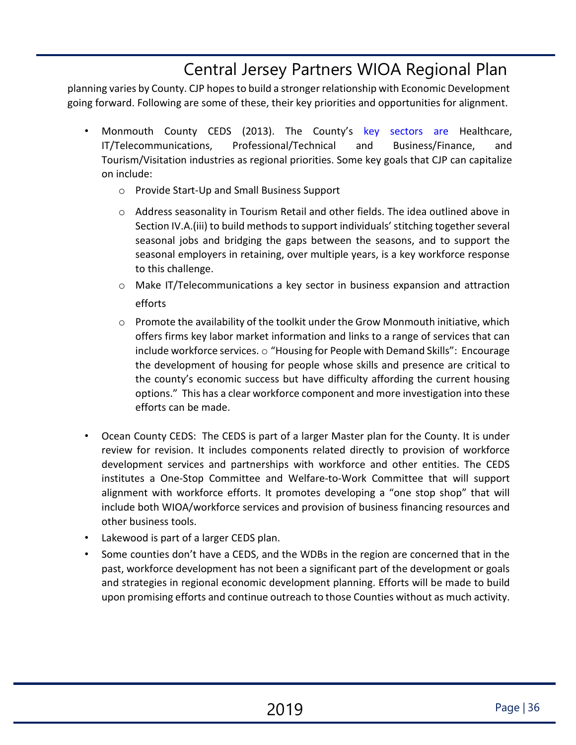planning varies by County. CJP hopes to build a stronger relationship with Economic Development going forward. Following are some of these, their key priorities and opportunities for alignment.

- Monmouth County CEDS (2013). The County's key sectors are Healthcare, IT/Telecommunications, Professional/Technical and Business/Finance, and Tourism/Visitation industries as regional priorities. Some key goals that CJP can capitalize on include:
  - Provide Start-Up and Small Business Support
  - Address seasonality in Tourism Retail and other fields. The idea outlined above in Section IV.A.(iii) to build methods to support individuals' stitching together several seasonal jobs and bridging the gaps between the seasons, and to support the seasonal employers in retaining, over multiple years, is a key workforce response to this challenge.
  - Make IT/Telecommunications a key sector in business expansion and attraction efforts
  - Promote the availability of the toolkit under the Grow Monmouth initiative, which offers firms key labor market information and links to a range of services that can include workforce services. o "Housing for People with Demand Skills": Encourage the development of housing for people whose skills and presence are critical to the county's economic success but have difficulty affording the current housing options." This has a clear workforce component and more investigation into these efforts can be made.

- Ocean County CEDS: The CEDS is part of a larger Master plan for the County. It is under review for revision. It includes components related directly to provision of workforce development services and partnerships with workforce and other entities. The CEDS institutes a One-Stop Committee and Welfare-to-Work Committee that will support alignment with workforce efforts. It promotes developing a "one stop shop" that will include both WIOA/workforce services and provision of business financing resources and other business tools.
- Lakewood is part of a larger CEDS plan.
- Some counties don't have a CEDS, and the WDBs in the region are concerned that in the past, workforce development has not been a significant part of the development or goals and strategies in regional economic development planning. Efforts will be made to build upon promising efforts and continue outreach to those Counties without as much activity.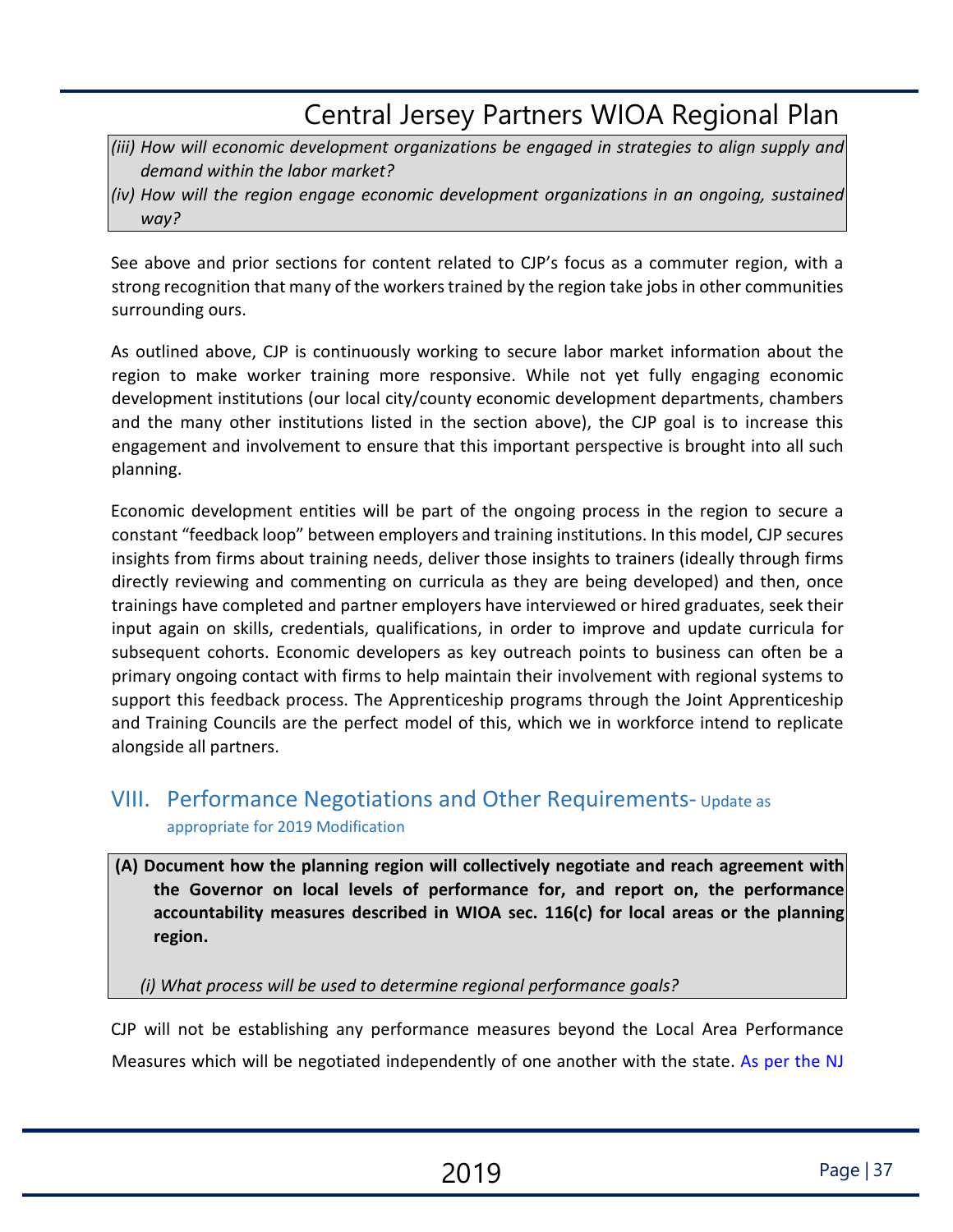*(iii) How will economic development organizations be engaged in strategies to align supply and demand within the labor market?*

*(iv) How will the region engage economic development organizations in an ongoing, sustained way?*

See above and prior sections for content related to CJP's focus as a commuter region, with a strong recognition that many of the workers trained by the region take jobs in other communities surrounding ours.

As outlined above, CJP is continuously working to secure labor market information about the region to make worker training more responsive. While not yet fully engaging economic development institutions (our local city/county economic development departments, chambers and the many other institutions listed in the section above), the CJP goal is to increase this engagement and involvement to ensure that this important perspective is brought into all such planning.

Economic development entities will be part of the ongoing process in the region to secure a constant "feedback loop" between employers and training institutions. In this model, CJP secures insights from firms about training needs, deliver those insights to trainers (ideally through firms directly reviewing and commenting on curricula as they are being developed) and then, once trainings have completed and partner employers have interviewed or hired graduates, seek their input again on skills, credentials, qualifications, in order to improve and update curricula for subsequent cohorts. Economic developers as key outreach points to business can often be a primary ongoing contact with firms to help maintain their involvement with regional systems to support this feedback process. The Apprenticeship programs through the Joint Apprenticeship and Training Councils are the perfect model of this, which we in workforce intend to replicate alongside all partners.

## VIII. Performance Negotiations and Other Requirements- Update as appropriate for 2019 Modification

**(A) Document how the planning region will collectively negotiate and reach agreement with the Governor on local levels of performance for, and report on, the performance accountability measures described in WIOA sec. 116(c) for local areas or the planning region.**

*(i) What process will be used to determine regional performance goals?*

CJP will not be establishing any performance measures beyond the Local Area Performance Measures which will be negotiated independently of one another with the state. As per the NJ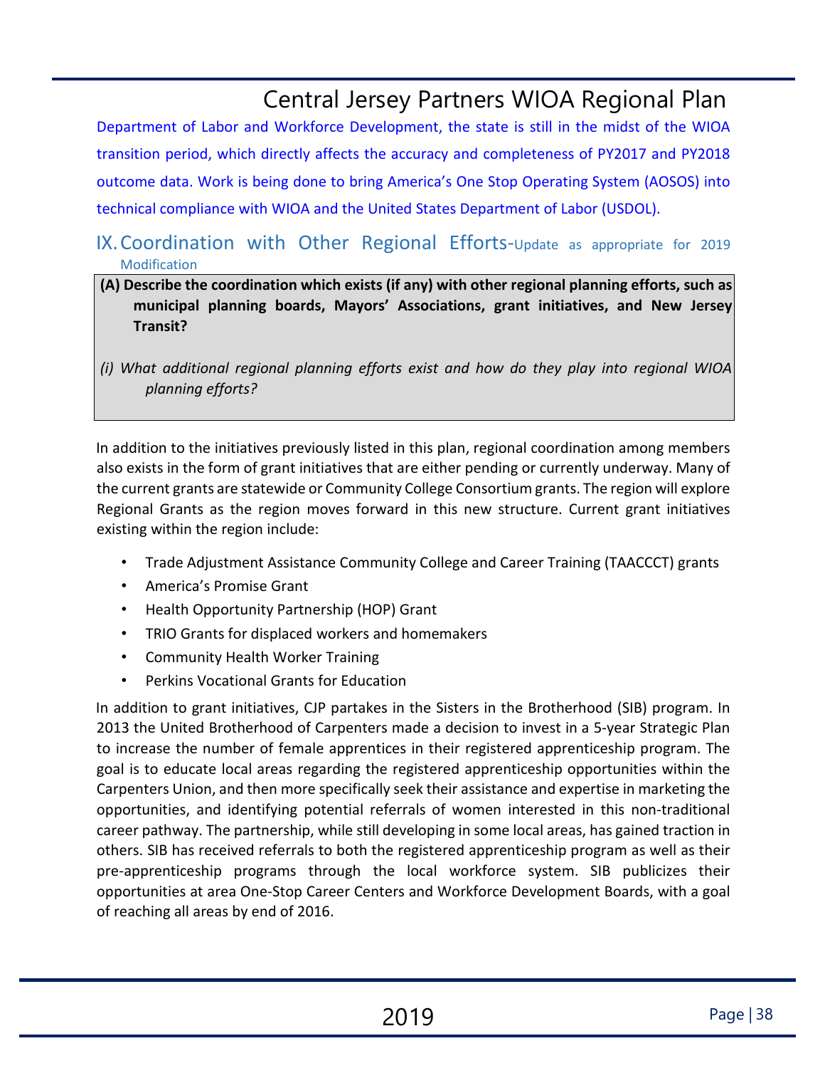Department of Labor and Workforce Development, the state is still in the midst of the WIOA transition period, which directly affects the accuracy and completeness of PY2017 and PY2018 outcome data. Work is being done to bring America's One Stop Operating System (AOSOS) into technical compliance with WIOA and the United States Department of Labor (USDOL).

## IX. Coordination with Other Regional Efforts-Update as appropriate for 2019 Modification

**(A) Describe the coordination which exists (if any) with other regional planning efforts, such as municipal planning boards, Mayors' Associations, grant initiatives, and New Jersey Transit?**

*(i) What additional regional planning efforts exist and how do they play into regional WIOA planning efforts?*

In addition to the initiatives previously listed in this plan, regional coordination among members also exists in the form of grant initiatives that are either pending or currently underway. Many of the current grants are statewide or Community College Consortium grants. The region will explore Regional Grants as the region moves forward in this new structure. Current grant initiatives existing within the region include:

- Trade Adjustment Assistance Community College and Career Training (TAACCCT) grants
- America's Promise Grant
- Health Opportunity Partnership (HOP) Grant
- TRIO Grants for displaced workers and homemakers
- Community Health Worker Training
- Perkins Vocational Grants for Education

In addition to grant initiatives, CJP partakes in the Sisters in the Brotherhood (SIB) program. In 2013 the United Brotherhood of Carpenters made a decision to invest in a 5-year Strategic Plan to increase the number of female apprentices in their registered apprenticeship program. The goal is to educate local areas regarding the registered apprenticeship opportunities within the Carpenters Union, and then more specifically seek their assistance and expertise in marketing the opportunities, and identifying potential referrals of women interested in this non-traditional career pathway. The partnership, while still developing in some local areas, has gained traction in others. SIB has received referrals to both the registered apprenticeship program as well as their pre-apprenticeship programs through the local workforce system. SIB publicizes their opportunities at area One-Stop Career Centers and Workforce Development Boards, with a goal of reaching all areas by end of 2016.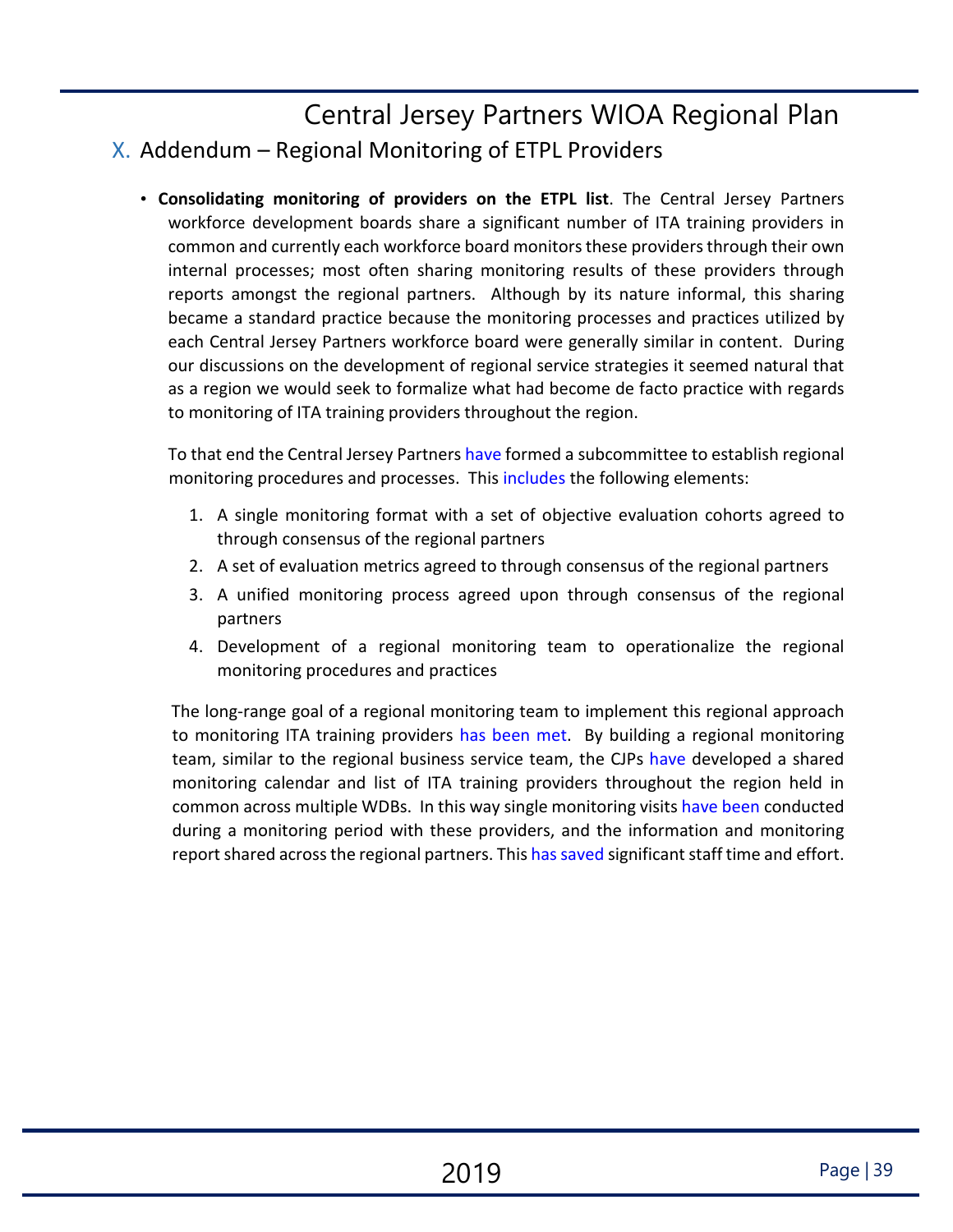## X. Addendum – Regional Monitoring of ETPL Providers

- **Consolidating monitoring of providers on the ETPL list**. The Central Jersey Partners workforce development boards share a significant number of ITA training providers in common and currently each workforce board monitors these providers through their own internal processes; most often sharing monitoring results of these providers through reports amongst the regional partners. Although by its nature informal, this sharing became a standard practice because the monitoring processes and practices utilized by each Central Jersey Partners workforce board were generally similar in content. During our discussions on the development of regional service strategies it seemed natural that as a region we would seek to formalize what had become de facto practice with regards to monitoring of ITA training providers throughout the region.

  To that end the Central Jersey Partners have formed a subcommittee to establish regional monitoring procedures and processes. This includes the following elements:

  1. A single monitoring format with a set of objective evaluation cohorts agreed to through consensus of the regional partners
  2. A set of evaluation metrics agreed to through consensus of the regional partners
  3. A unified monitoring process agreed upon through consensus of the regional partners
  4. Development of a regional monitoring team to operationalize the regional monitoring procedures and practices

  The long-range goal of a regional monitoring team to implement this regional approach to monitoring ITA training providers has been met. By building a regional monitoring team, similar to the regional business service team, the CJPs have developed a shared monitoring calendar and list of ITA training providers throughout the region held in common across multiple WDBs. In this way single monitoring visits have been conducted during a monitoring period with these providers, and the information and monitoring report shared across the regional partners. This has saved significant staff time and effort.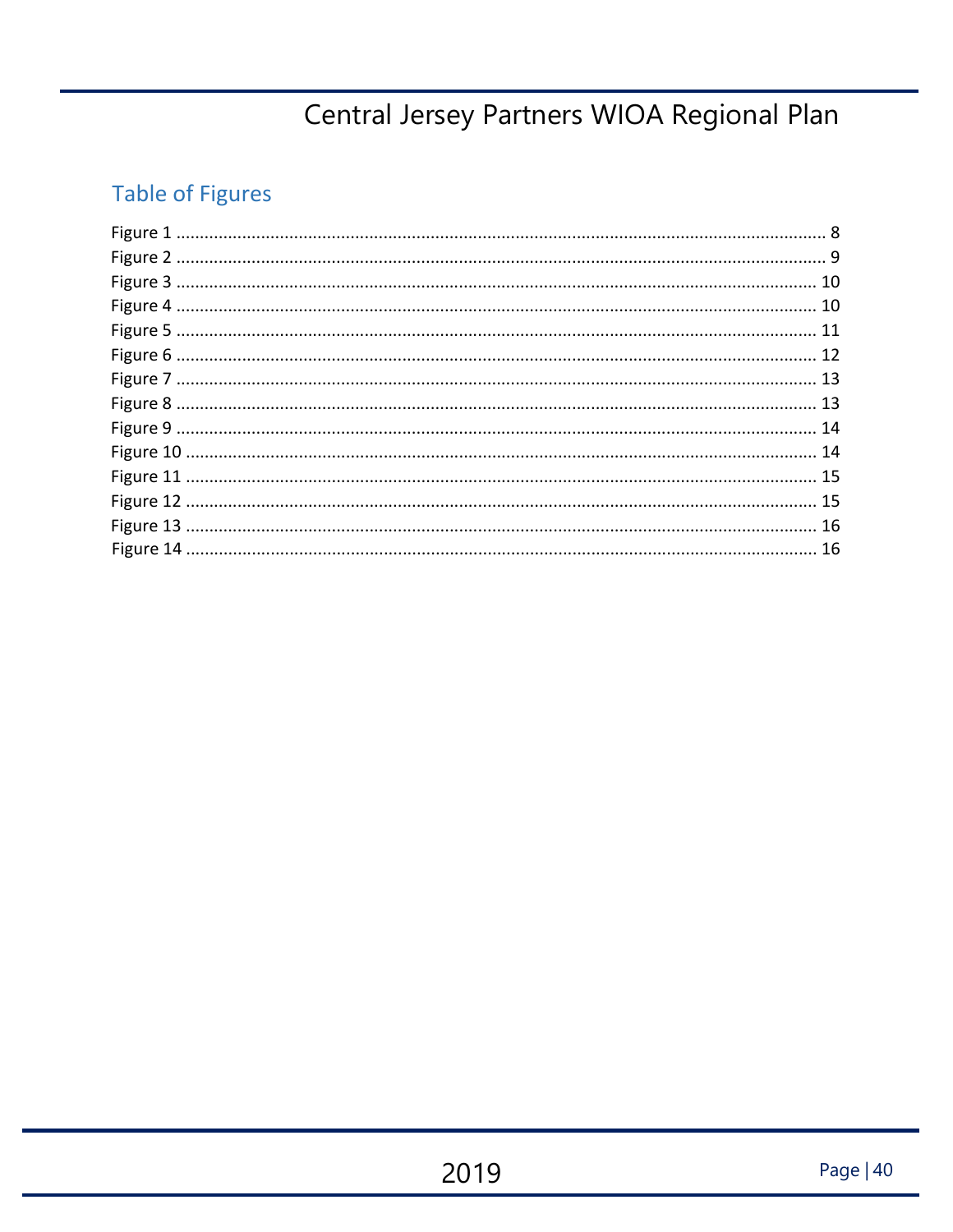## Table of Figures

Figure 1 .......... 8
Figure 2 .......... 9
Figure 3 .......... 10
Figure 4 .......... 10
Figure 5 .......... 11
Figure 6 .......... 12
Figure 7 .......... 13
Figure 8 .......... 13
Figure 9 .......... 14
Figure 10 .......... 14
Figure 11 .......... 15
Figure 12 .......... 15
Figure 13 .......... 16
Figure 14 .......... 16